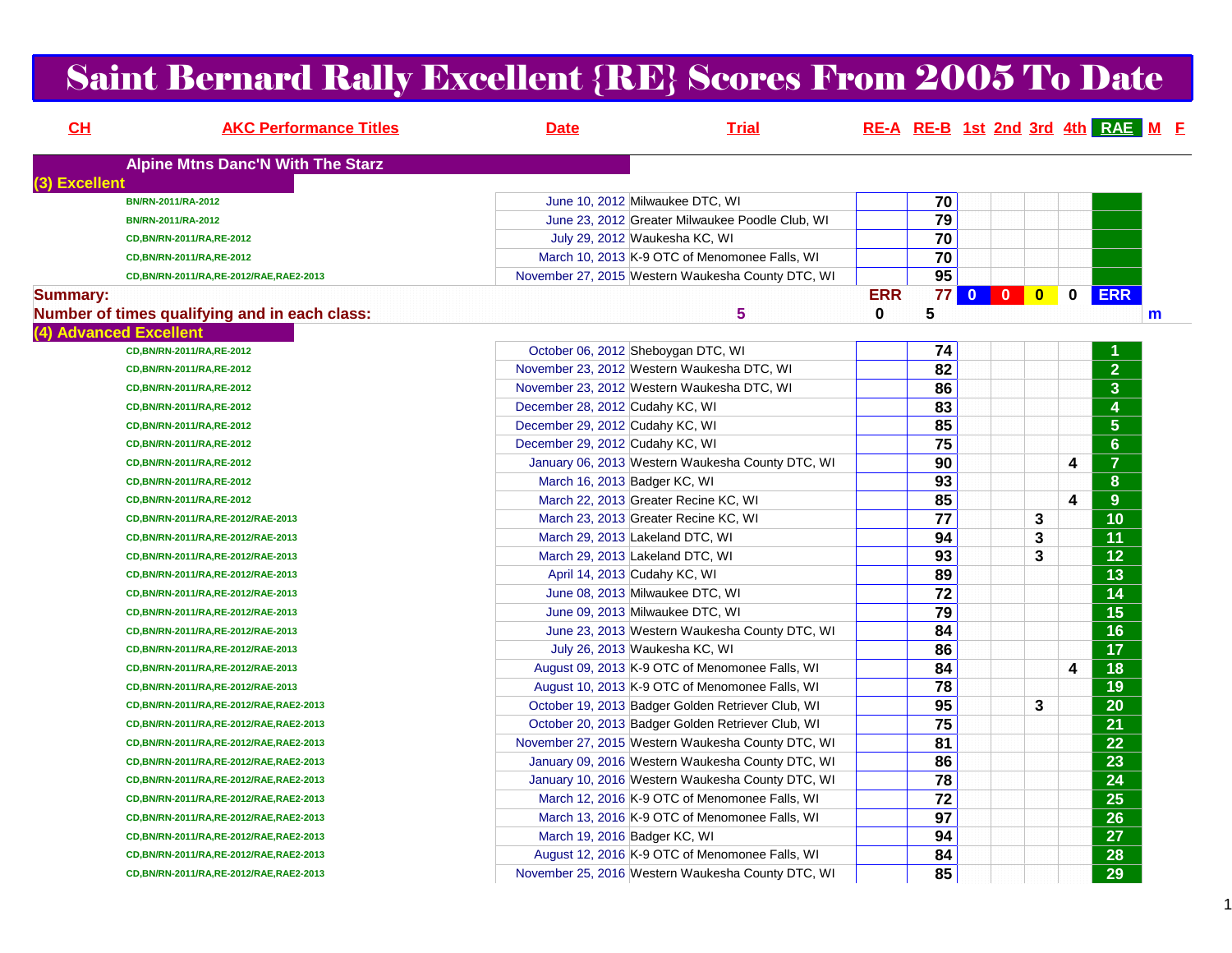# Saint Bernard Rally Excellent {RE} Scores From 2005 To Date

| CH | AKC Performance Titles | Date | Trial | RE-A | RE-B | 1st | 2nd | 3rd | 4th | RAE | M | F |
|---|---|---|---|---|---|---|---|---|---|---|---|---|
| **Alpine Mtns Danc'N With The Starz** | | | | | | | | | | | | |
| **(3) Excellent** | | | | | | | | | | | | |
| | BN/RN-2011/RA-2012 | June 10, 2012 | Milwaukee DTC, WI | | 70 | | | | | | | |
| | BN/RN-2011/RA-2012 | June 23, 2012 | Greater Milwaukee Poodle Club, WI | | 79 | | | | | | | |
| | CD,BN/RN-2011/RA,RE-2012 | July 29, 2012 | Waukesha KC, WI | | 70 | | | | | | | |
| | CD,BN/RN-2011/RA,RE-2012 | March 10, 2013 | K-9 OTC of Menomonee Falls, WI | | 70 | | | | | | | |
| | CD,BN/RN-2011/RA,RE-2012/RAE,RAE2-2013 | November 27, 2015 | Western Waukesha County DTC, WI | | 95 | | | | | | | |
| **Summary:** | | | | ERR | 77 | 0 | 0 | 0 | 0 | ERR | | |
| **Number of times qualifying and in each class:** | | | 5 | 0 | 5 | | | | | | m | |
| **(4) Advanced Excellent** | | | | | | | | | | | | |
| | CD,BN/RN-2011/RA,RE-2012 | October 06, 2012 | Sheboygan DTC, WI | | 74 | | | | | 1 | | |
| | CD,BN/RN-2011/RA,RE-2012 | November 23, 2012 | Western Waukesha DTC, WI | | 82 | | | | | 2 | | |
| | CD,BN/RN-2011/RA,RE-2012 | November 23, 2012 | Western Waukesha DTC, WI | | 86 | | | | | 3 | | |
| | CD,BN/RN-2011/RA,RE-2012 | December 28, 2012 | Cudahy KC, WI | | 83 | | | | | 4 | | |
| | CD,BN/RN-2011/RA,RE-2012 | December 29, 2012 | Cudahy KC, WI | | 85 | | | | | 5 | | |
| | CD,BN/RN-2011/RA,RE-2012 | December 29, 2012 | Cudahy KC, WI | | 75 | | | | | 6 | | |
| | CD,BN/RN-2011/RA,RE-2012 | January 06, 2013 | Western Waukesha County DTC, WI | | 90 | | | | 4 | 7 | | |
| | CD,BN/RN-2011/RA,RE-2012 | March 16, 2013 | Badger KC, WI | | 93 | | | | | 8 | | |
| | CD,BN/RN-2011/RA,RE-2012 | March 22, 2013 | Greater Recine KC, WI | | 85 | | | | 4 | 9 | | |
| | CD,BN/RN-2011/RA,RE-2012/RAE-2013 | March 23, 2013 | Greater Recine KC, WI | | 77 | | | 3 | | 10 | | |
| | CD,BN/RN-2011/RA,RE-2012/RAE-2013 | March 29, 2013 | Lakeland DTC, WI | | 94 | | | 3 | | 11 | | |
| | CD,BN/RN-2011/RA,RE-2012/RAE-2013 | March 29, 2013 | Lakeland DTC, WI | | 93 | | | 3 | | 12 | | |
| | CD,BN/RN-2011/RA,RE-2012/RAE-2013 | April 14, 2013 | Cudahy KC, WI | | 89 | | | | | 13 | | |
| | CD,BN/RN-2011/RA,RE-2012/RAE-2013 | June 08, 2013 | Milwaukee DTC, WI | | 72 | | | | | 14 | | |
| | CD,BN/RN-2011/RA,RE-2012/RAE-2013 | June 09, 2013 | Milwaukee DTC, WI | | 79 | | | | | 15 | | |
| | CD,BN/RN-2011/RA,RE-2012/RAE-2013 | June 23, 2013 | Western Waukesha County DTC, WI | | 84 | | | | | 16 | | |
| | CD,BN/RN-2011/RA,RE-2012/RAE-2013 | July 26, 2013 | Waukesha KC, WI | | 86 | | | | | 17 | | |
| | CD,BN/RN-2011/RA,RE-2012/RAE-2013 | August 09, 2013 | K-9 OTC of Menomonee Falls, WI | | 84 | | | | 4 | 18 | | |
| | CD,BN/RN-2011/RA,RE-2012/RAE-2013 | August 10, 2013 | K-9 OTC of Menomonee Falls, WI | | 78 | | | | | 19 | | |
| | CD,BN/RN-2011/RA,RE-2012/RAE,RAE2-2013 | October 19, 2013 | Badger Golden Retriever Club, WI | | 95 | | | 3 | | 20 | | |
| | CD,BN/RN-2011/RA,RE-2012/RAE,RAE2-2013 | October 20, 2013 | Badger Golden Retriever Club, WI | | 75 | | | | | 21 | | |
| | CD,BN/RN-2011/RA,RE-2012/RAE,RAE2-2013 | November 27, 2015 | Western Waukesha County DTC, WI | | 81 | | | | | 22 | | |
| | CD,BN/RN-2011/RA,RE-2012/RAE,RAE2-2013 | January 09, 2016 | Western Waukesha County DTC, WI | | 86 | | | | | 23 | | |
| | CD,BN/RN-2011/RA,RE-2012/RAE,RAE2-2013 | January 10, 2016 | Western Waukesha County DTC, WI | | 78 | | | | | 24 | | |
| | CD,BN/RN-2011/RA,RE-2012/RAE,RAE2-2013 | March 12, 2016 | K-9 OTC of Menomonee Falls, WI | | 72 | | | | | 25 | | |
| | CD,BN/RN-2011/RA,RE-2012/RAE,RAE2-2013 | March 13, 2016 | K-9 OTC of Menomonee Falls, WI | | 97 | | | | | 26 | | |
| | CD,BN/RN-2011/RA,RE-2012/RAE,RAE2-2013 | March 19, 2016 | Badger KC, WI | | 94 | | | | | 27 | | |
| | CD,BN/RN-2011/RA,RE-2012/RAE,RAE2-2013 | August 12, 2016 | K-9 OTC of Menomonee Falls, WI | | 84 | | | | | 28 | | |
| | CD,BN/RN-2011/RA,RE-2012/RAE,RAE2-2013 | November 25, 2016 | Western Waukesha County DTC, WI | | 85 | | | | | 29 | | |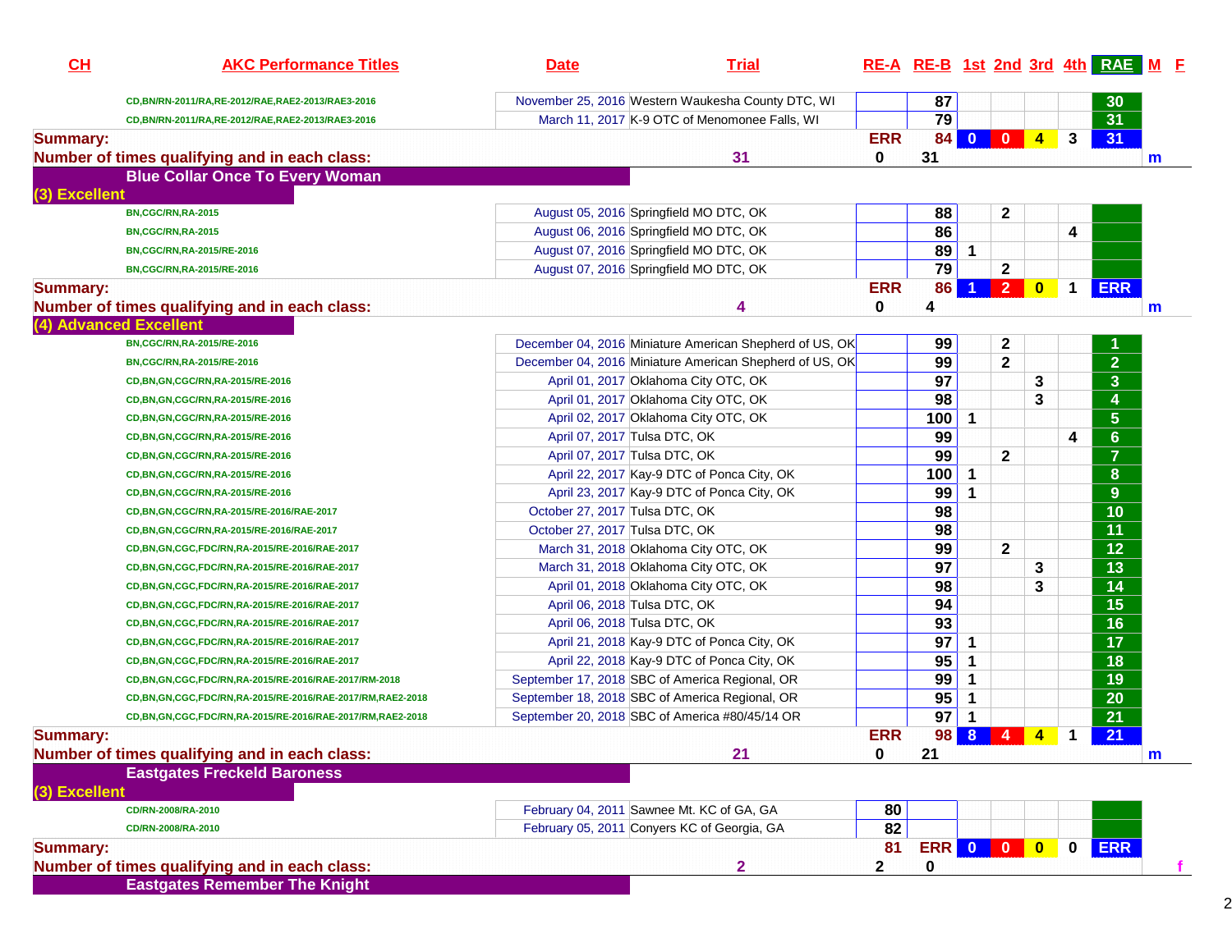| CH | AKC Performance Titles | Date | Trial | RE-A | RE-B | 1st | 2nd | 3rd | 4th | RAE | M | F |
|---|---|---|---|---|---|---|---|---|---|---|---|---|
| | CD,BN/RN-2011/RA,RE-2012/RAE,RAE2-2013/RAE3-2016 | November 25, 2016 | Western Waukesha County DTC, WI | | 87 | | | | | 30 | | |
| | CD,BN/RN-2011/RA,RE-2012/RAE,RAE2-2013/RAE3-2016 | March 11, 2017 | K-9 OTC of Menomonee Falls, WI | | 79 | | | | | 31 | | |
| **Summary:** | | | | ERR | 84 | 0 | 0 | 4 | 3 | 31 | | |
| **Number of times qualifying and in each class:** | | | 31 | 0 | 31 | | | | | | m | |
| **Blue Collar Once To Every Woman** | | | | | | | | | | | | |
| **(3) Excellent** | | | | | | | | | | | | |
| | BN,CGC/RN,RA-2015 | August 05, 2016 | Springfield MO DTC, OK | | 88 | | 2 | | | | | |
| | BN,CGC/RN,RA-2015 | August 06, 2016 | Springfield MO DTC, OK | | 86 | | | | 4 | | | |
| | BN,CGC/RN,RA-2015/RE-2016 | August 07, 2016 | Springfield MO DTC, OK | | 89 | 1 | | | | | | |
| | BN,CGC/RN,RA-2015/RE-2016 | August 07, 2016 | Springfield MO DTC, OK | | 79 | | 2 | | | | | |
| **Summary:** | | | | ERR | 86 | 1 | 2 | 0 | 1 | ERR | | |
| **Number of times qualifying and in each class:** | | | 4 | 0 | 4 | | | | | | m | |
| **(4) Advanced Excellent** | | | | | | | | | | | | |
| | BN,CGC/RN,RA-2015/RE-2016 | December 04, 2016 | Miniature American Shepherd of US, OK | | 99 | | 2 | | | 1 | | |
| | BN,CGC/RN,RA-2015/RE-2016 | December 04, 2016 | Miniature American Shepherd of US, OK | | 99 | | 2 | | | 2 | | |
| | CD,BN,GN,CGC/RN,RA-2015/RE-2016 | April 01, 2017 | Oklahoma City OTC, OK | | 97 | | | 3 | | 3 | | |
| | CD,BN,GN,CGC/RN,RA-2015/RE-2016 | April 01, 2017 | Oklahoma City OTC, OK | | 98 | | | 3 | | 4 | | |
| | CD,BN,GN,CGC/RN,RA-2015/RE-2016 | April 02, 2017 | Oklahoma City OTC, OK | | 100 | 1 | | | | 5 | | |
| | CD,BN,GN,CGC/RN,RA-2015/RE-2016 | April 07, 2017 | Tulsa DTC, OK | | 99 | | | | 4 | 6 | | |
| | CD,BN,GN,CGC/RN,RA-2015/RE-2016 | April 07, 2017 | Tulsa DTC, OK | | 99 | | 2 | | | 7 | | |
| | CD,BN,GN,CGC/RN,RA-2015/RE-2016 | April 22, 2017 | Kay-9 DTC of Ponca City, OK | | 100 | 1 | | | | 8 | | |
| | CD,BN,GN,CGC/RN,RA-2015/RE-2016 | April 23, 2017 | Kay-9 DTC of Ponca City, OK | | 99 | 1 | | | | 9 | | |
| | CD,BN,GN,CGC/RN,RA-2015/RE-2016/RAE-2017 | October 27, 2017 | Tulsa DTC, OK | | 98 | | | | | 10 | | |
| | CD,BN,GN,CGC/RN,RA-2015/RE-2016/RAE-2017 | October 27, 2017 | Tulsa DTC, OK | | 98 | | | | | 11 | | |
| | CD,BN,GN,CGC,FDC/RN,RA-2015/RE-2016/RAE-2017 | March 31, 2018 | Oklahoma City OTC, OK | | 99 | | 2 | | | 12 | | |
| | CD,BN,GN,CGC,FDC/RN,RA-2015/RE-2016/RAE-2017 | March 31, 2018 | Oklahoma City OTC, OK | | 97 | | | 3 | | 13 | | |
| | CD,BN,GN,CGC,FDC/RN,RA-2015/RE-2016/RAE-2017 | April 01, 2018 | Oklahoma City OTC, OK | | 98 | | | 3 | | 14 | | |
| | CD,BN,GN,CGC,FDC/RN,RA-2015/RE-2016/RAE-2017 | April 06, 2018 | Tulsa DTC, OK | | 94 | | | | | 15 | | |
| | CD,BN,GN,CGC,FDC/RN,RA-2015/RE-2016/RAE-2017 | April 06, 2018 | Tulsa DTC, OK | | 93 | | | | | 16 | | |
| | CD,BN,GN,CGC,FDC/RN,RA-2015/RE-2016/RAE-2017 | April 21, 2018 | Kay-9 DTC of Ponca City, OK | | 97 | 1 | | | | 17 | | |
| | CD,BN,GN,CGC,FDC/RN,RA-2015/RE-2016/RAE-2017 | April 22, 2018 | Kay-9 DTC of Ponca City, OK | | 95 | 1 | | | | 18 | | |
| | CD,BN,GN,CGC,FDC/RN,RA-2015/RE-2016/RAE-2017/RM-2018 | September 17, 2018 | SBC of America Regional, OR | | 99 | 1 | | | | 19 | | |
| | CD,BN,GN,CGC,FDC/RN,RA-2015/RE-2016/RAE-2017/RM,RAE2-2018 | September 18, 2018 | SBC of America Regional, OR | | 95 | 1 | | | | 20 | | |
| | CD,BN,GN,CGC,FDC/RN,RA-2015/RE-2016/RAE-2017/RM,RAE2-2018 | September 20, 2018 | SBC of America #80/45/14 OR | | 97 | 1 | | | | 21 | | |
| **Summary:** | | | | ERR | 98 | 8 | 4 | 4 | 1 | 21 | | |
| **Number of times qualifying and in each class:** | | | 21 | 0 | 21 | | | | | | m | |
| **Eastgates Freckeld Baroness** | | | | | | | | | | | | |
| **(3) Excellent** | | | | | | | | | | | | |
| | CD/RN-2008/RA-2010 | February 04, 2011 | Sawnee Mt. KC of GA, GA | 80 | | | | | | | | |
| | CD/RN-2008/RA-2010 | February 05, 2011 | Conyers KC of Georgia, GA | 82 | | | | | | | | |
| **Summary:** | | | | 81 | ERR | 0 | 0 | 0 | 0 | ERR | | |
| **Number of times qualifying and in each class:** | | | 2 | 2 | 0 | | | | | | | f |
| **Eastgates Remember The Knight** | | | | | | | | | | | | |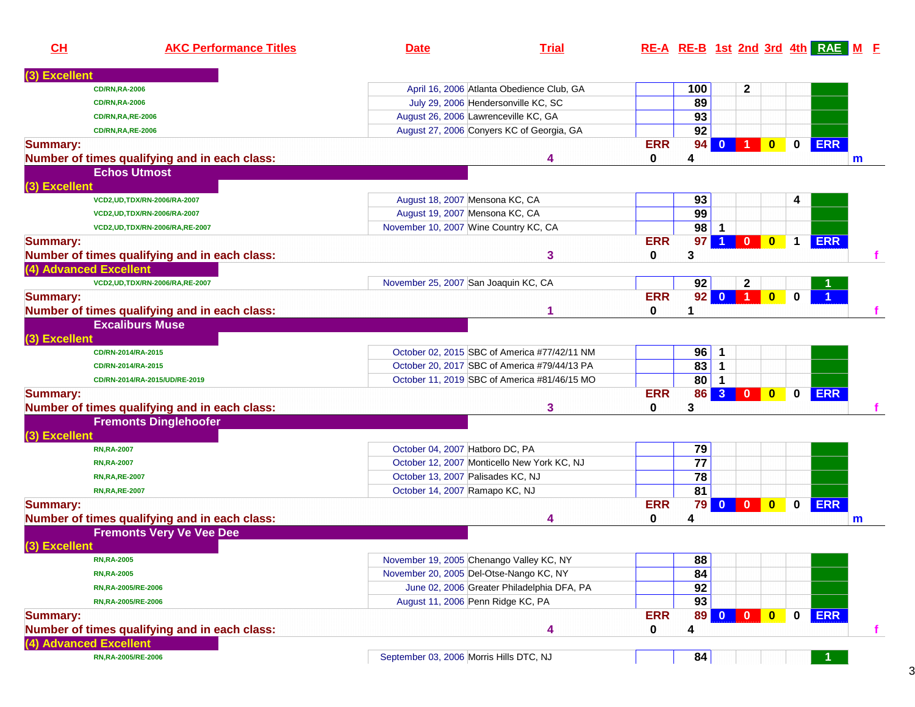| CH | AKC Performance Titles | Date | Trial | RE-A | RE-B | 1st | 2nd | 3rd | 4th | RAE | M | F |
|---|---|---|---|---|---|---|---|---|---|---|---|---|
| **(3) Excellent** | | | | | | | | | | | | |
| | CD/RN,RA-2006 | April 16, 2006 | Atlanta Obedience Club, GA | | 100 | | 2 | | | | | |
| | CD/RN,RA-2006 | July 29, 2006 | Hendersonville KC, SC | | 89 | | | | | | | |
| | CD/RN,RA,RE-2006 | August 26, 2006 | Lawrenceville KC, GA | | 93 | | | | | | | |
| | CD/RN,RA,RE-2006 | August 27, 2006 | Conyers KC of Georgia, GA | | 92 | | | | | | | |
| **Summary:** | | | | ERR | 94 | 0 | 1 | 0 | 0 | ERR | | |
| **Number of times qualifying and in each class:** | | | 4 | 0 | 4 | | | | | | m | |
| | **Echos Utmost** | | | | | | | | | | | |
| **(3) Excellent** | | | | | | | | | | | | |
| | VCD2,UD,TDX/RN-2006/RA-2007 | August 18, 2007 | Mensona KC, CA | | 93 | | | | 4 | | | |
| | VCD2,UD,TDX/RN-2006/RA-2007 | August 19, 2007 | Mensona KC, CA | | 99 | | | | | | | |
| | VCD2,UD,TDX/RN-2006/RA,RE-2007 | November 10, 2007 | Wine Country KC, CA | | 98 | 1 | | | | | | |
| **Summary:** | | | | ERR | 97 | 1 | 0 | 0 | 1 | ERR | | |
| **Number of times qualifying and in each class:** | | | 3 | 0 | 3 | | | | | | | f |
| **(4) Advanced Excellent** | | | | | | | | | | | | |
| | VCD2,UD,TDX/RN-2006/RA,RE-2007 | November 25, 2007 | San Joaquin KC, CA | | 92 | | 2 | | | 1 | | |
| **Summary:** | | | | ERR | 92 | 0 | 1 | 0 | 0 | 1 | | |
| **Number of times qualifying and in each class:** | | | 1 | 0 | 1 | | | | | | | f |
| | **Excaliburs Muse** | | | | | | | | | | | |
| **(3) Excellent** | | | | | | | | | | | | |
| | CD/RN-2014/RA-2015 | October 02, 2015 | SBC of America #77/42/11 NM | | 96 | 1 | | | | | | |
| | CD/RN-2014/RA-2015 | October 20, 2017 | SBC of America #79/44/13 PA | | 83 | 1 | | | | | | |
| | CD/RN-2014/RA-2015/UD/RE-2019 | October 11, 2019 | SBC of America #81/46/15 MO | | 80 | 1 | | | | | | |
| **Summary:** | | | | ERR | 86 | 3 | 0 | 0 | 0 | ERR | | |
| **Number of times qualifying and in each class:** | | | 3 | 0 | 3 | | | | | | | f |
| | **Fremonts Dinglehoofer** | | | | | | | | | | | |
| **(3) Excellent** | | | | | | | | | | | | |
| | RN,RA-2007 | October 04, 2007 | Hatboro DC, PA | | 79 | | | | | | | |
| | RN,RA-2007 | October 12, 2007 | Monticello New York KC, NJ | | 77 | | | | | | | |
| | RN,RA,RE-2007 | October 13, 2007 | Palisades KC, NJ | | 78 | | | | | | | |
| | RN,RA,RE-2007 | October 14, 2007 | Ramapo KC, NJ | | 81 | | | | | | | |
| **Summary:** | | | | ERR | 79 | 0 | 0 | 0 | 0 | ERR | | |
| **Number of times qualifying and in each class:** | | | 4 | 0 | 4 | | | | | | m | |
| | **Fremonts Very Ve Vee Dee** | | | | | | | | | | | |
| **(3) Excellent** | | | | | | | | | | | | |
| | RN,RA-2005 | November 19, 2005 | Chenango Valley KC, NY | | 88 | | | | | | | |
| | RN,RA-2005 | November 20, 2005 | Del-Otse-Nango KC, NY | | 84 | | | | | | | |
| | RN,RA-2005/RE-2006 | June 02, 2006 | Greater Philadelphia DFA, PA | | 92 | | | | | | | |
| | RN,RA-2005/RE-2006 | August 11, 2006 | Penn Ridge KC, PA | | 93 | | | | | | | |
| **Summary:** | | | | ERR | 89 | 0 | 0 | 0 | 0 | ERR | | |
| **Number of times qualifying and in each class:** | | | 4 | 0 | 4 | | | | | | | f |
| **(4) Advanced Excellent** | | | | | | | | | | | | |
| | RN,RA-2005/RE-2006 | September 03, 2006 | Morris Hills DTC, NJ | | 84 | | | | | 1 | | |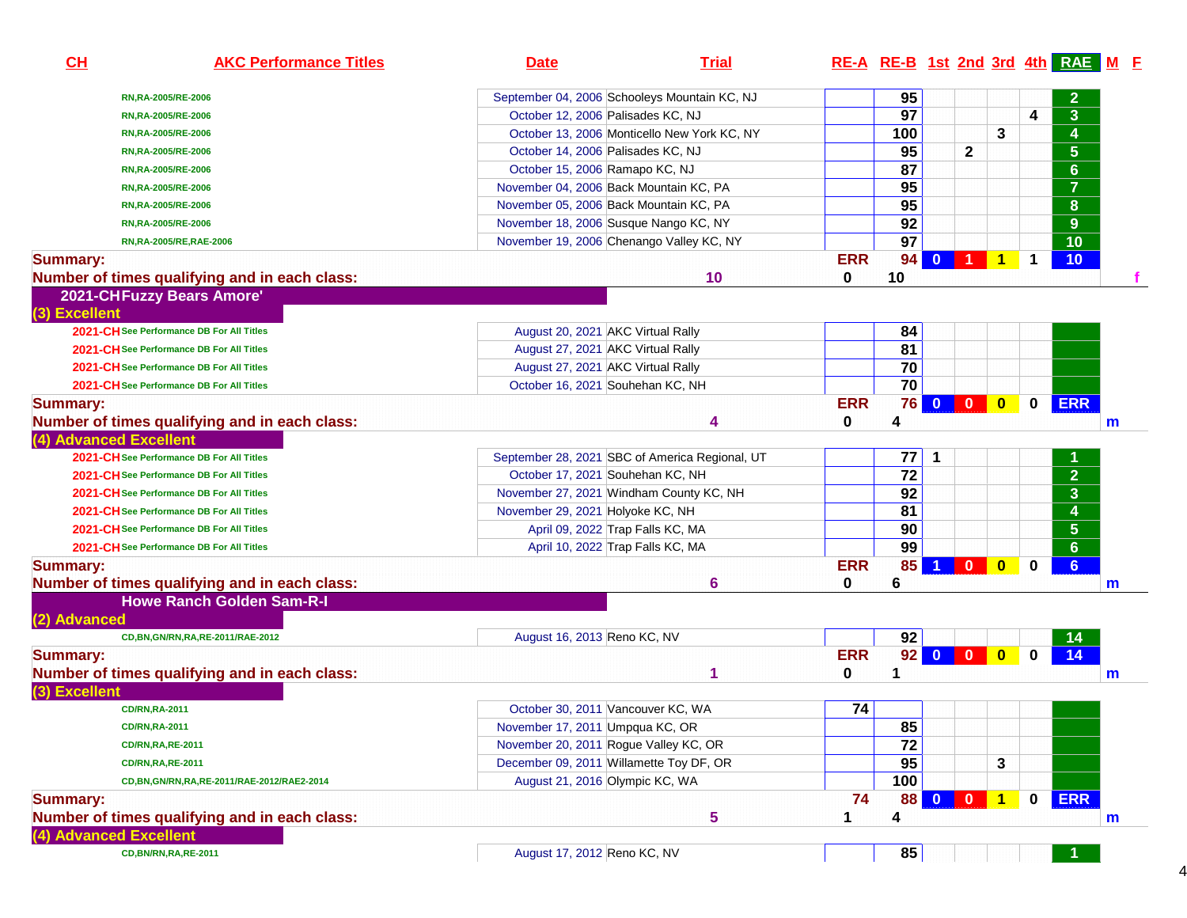| CH | AKC Performance Titles | Date | Trial | RE-A | RE-B | 1st | 2nd | 3rd | 4th | RAE | M | F |
|---|---|---|---|---|---|---|---|---|---|---|---|---|
| | RN,RA-2005/RE-2006 | September 04, 2006 | Schooleys Mountain KC, NJ | | 95 | | | | | 2 | | |
| | RN,RA-2005/RE-2006 | October 12, 2006 | Palisades KC, NJ | | 97 | | | | 4 | 3 | | |
| | RN,RA-2005/RE-2006 | October 13, 2006 | Monticello New York KC, NY | | 100 | | | 3 | | 4 | | |
| | RN,RA-2005/RE-2006 | October 14, 2006 | Palisades KC, NJ | | 95 | | 2 | | | 5 | | |
| | RN,RA-2005/RE-2006 | October 15, 2006 | Ramapo KC, NJ | | 87 | | | | | 6 | | |
| | RN,RA-2005/RE-2006 | November 04, 2006 | Back Mountain KC, PA | | 95 | | | | | 7 | | |
| | RN,RA-2005/RE-2006 | November 05, 2006 | Back Mountain KC, PA | | 95 | | | | | 8 | | |
| | RN,RA-2005/RE-2006 | November 18, 2006 | Susque Nango KC, NY | | 92 | | | | | 9 | | |
| | RN,RA-2005/RE,RAE-2006 | November 19, 2006 | Chenango Valley KC, NY | | 97 | | | | | 10 | | |
| **Summary:** | | | | ERR | 94 | 0 | 1 | 1 | 1 | 10 | | |
| **Number of times qualifying and in each class:** | | | 10 | 0 | 10 | | | | | | | f |
| **2021-CH** | **Fuzzy Bears Amore'** | | | | | | | | | | | |
| **(3) Excellent** | | | | | | | | | | | | |
| 2021-CH | See Performance DB For All Titles | August 20, 2021 | AKC Virtual Rally | | 84 | | | | | | | |
| 2021-CH | See Performance DB For All Titles | August 27, 2021 | AKC Virtual Rally | | 81 | | | | | | | |
| 2021-CH | See Performance DB For All Titles | August 27, 2021 | AKC Virtual Rally | | 70 | | | | | | | |
| 2021-CH | See Performance DB For All Titles | October 16, 2021 | Souhehan KC, NH | | 70 | | | | | | | |
| **Summary:** | | | | ERR | 76 | 0 | 0 | 0 | 0 | ERR | | |
| **Number of times qualifying and in each class:** | | | 4 | 0 | 4 | | | | | | m | |
| **(4) Advanced Excellent** | | | | | | | | | | | | |
| 2021-CH | See Performance DB For All Titles | September 28, 2021 | SBC of America Regional, UT | | 77 | 1 | | | | 1 | | |
| 2021-CH | See Performance DB For All Titles | October 17, 2021 | Souhehan KC, NH | | 72 | | | | | 2 | | |
| 2021-CH | See Performance DB For All Titles | November 27, 2021 | Windham County KC, NH | | 92 | | | | | 3 | | |
| 2021-CH | See Performance DB For All Titles | November 29, 2021 | Holyoke KC, NH | | 81 | | | | | 4 | | |
| 2021-CH | See Performance DB For All Titles | April 09, 2022 | Trap Falls KC, MA | | 90 | | | | | 5 | | |
| 2021-CH | See Performance DB For All Titles | April 10, 2022 | Trap Falls KC, MA | | 99 | | | | | 6 | | |
| **Summary:** | | | | ERR | 85 | 1 | 0 | 0 | 0 | 6 | | |
| **Number of times qualifying and in each class:** | | | 6 | 0 | 6 | | | | | | m | |
| | **Howe Ranch Golden Sam-R-I** | | | | | | | | | | | |
| **(2) Advanced** | | | | | | | | | | | | |
| | CD,BN,GN/RN,RA,RE-2011/RAE-2012 | August 16, 2013 | Reno KC, NV | | 92 | | | | | 14 | | |
| **Summary:** | | | | ERR | 92 | 0 | 0 | 0 | 0 | 14 | | |
| **Number of times qualifying and in each class:** | | | 1 | 0 | 1 | | | | | | m | |
| **(3) Excellent** | | | | | | | | | | | | |
| | CD/RN,RA-2011 | October 30, 2011 | Vancouver KC, WA | 74 | | | | | | | | |
| | CD/RN,RA-2011 | November 17, 2011 | Umpqua KC, OR | | 85 | | | | | | | |
| | CD/RN,RA,RE-2011 | November 20, 2011 | Rogue Valley KC, OR | | 72 | | | | | | | |
| | CD/RN,RA,RE-2011 | December 09, 2011 | Willamette Toy DF, OR | | 95 | | | 3 | | | | |
| | CD,BN,GN/RN,RA,RE-2011/RAE-2012/RAE2-2014 | August 21, 2016 | Olympic KC, WA | | 100 | | | | | | | |
| **Summary:** | | | | 74 | 88 | 0 | 0 | 1 | 0 | ERR | | |
| **Number of times qualifying and in each class:** | | | 5 | 1 | 4 | | | | | | m | |
| **(4) Advanced Excellent** | | | | | | | | | | | | |
| | CD,BN/RN,RA,RE-2011 | August 17, 2012 | Reno KC, NV | | 85 | | | | | 1 | | |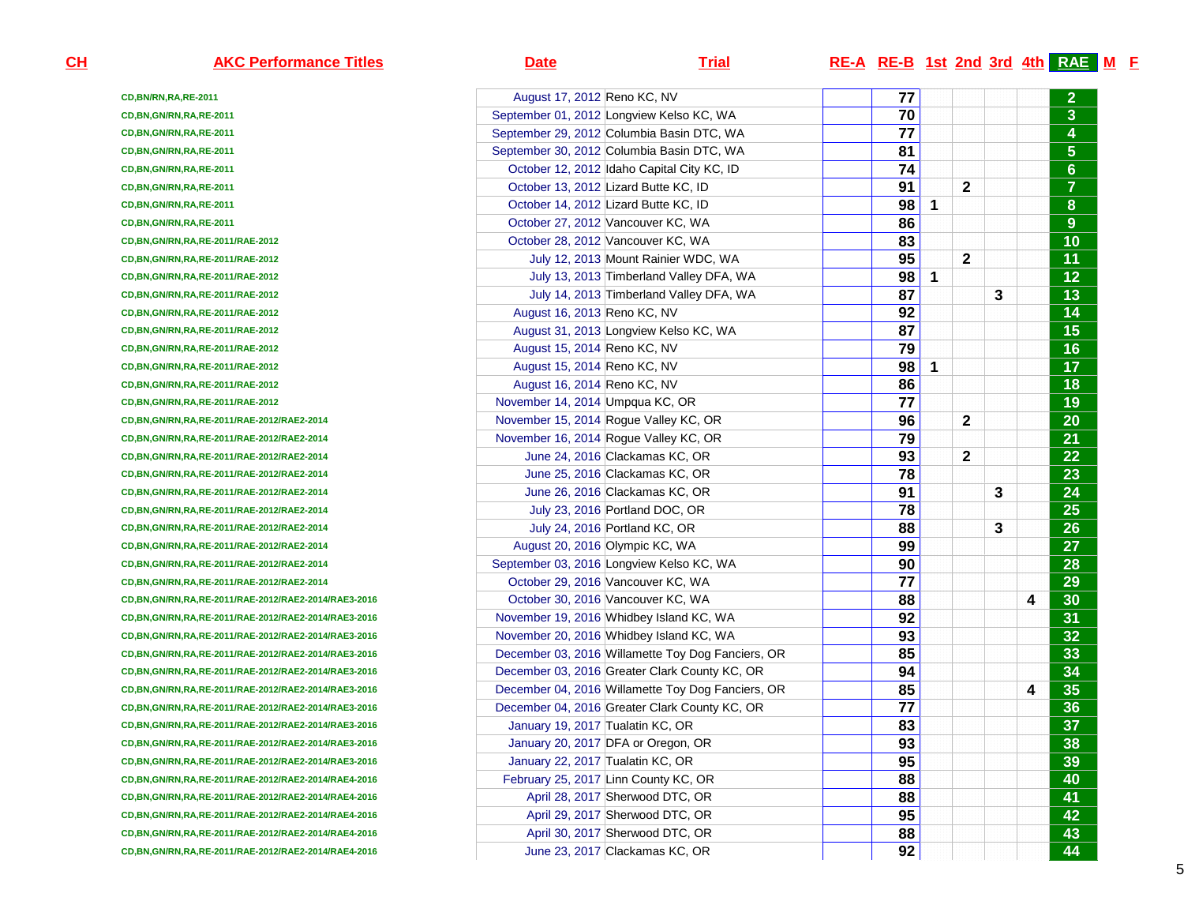| CH | AKC Performance Titles | Date | Trial | RE-A | RE-B | 1st | 2nd | 3rd | 4th | RAE | M | F |
|---|---|---|---|---|---|---|---|---|---|---|---|---|
| | CD,BN/RN,RA,RE-2011 | August 17, 2012 | Reno KC, NV | | 77 | | | | | 2 | | |
| | CD,BN,GN/RN,RA,RE-2011 | September 01, 2012 | Longview Kelso KC, WA | | 70 | | | | | 3 | | |
| | CD,BN,GN/RN,RA,RE-2011 | September 29, 2012 | Columbia Basin DTC, WA | | 77 | | | | | 4 | | |
| | CD,BN,GN/RN,RA,RE-2011 | September 30, 2012 | Columbia Basin DTC, WA | | 81 | | | | | 5 | | |
| | CD,BN,GN/RN,RA,RE-2011 | October 12, 2012 | Idaho Capital City KC, ID | | 74 | | | | | 6 | | |
| | CD,BN,GN/RN,RA,RE-2011 | October 13, 2012 | Lizard Butte KC, ID | | 91 | | 2 | | | 7 | | |
| | CD,BN,GN/RN,RA,RE-2011 | October 14, 2012 | Lizard Butte KC, ID | | 98 | 1 | | | | 8 | | |
| | CD,BN,GN/RN,RA,RE-2011 | October 27, 2012 | Vancouver KC, WA | | 86 | | | | | 9 | | |
| | CD,BN,GN/RN,RA,RE-2011/RAE-2012 | October 28, 2012 | Vancouver KC, WA | | 83 | | | | | 10 | | |
| | CD,BN,GN/RN,RA,RE-2011/RAE-2012 | July 12, 2013 | Mount Rainier WDC, WA | | 95 | | 2 | | | 11 | | |
| | CD,BN,GN/RN,RA,RE-2011/RAE-2012 | July 13, 2013 | Timberland Valley DFA, WA | | 98 | 1 | | | | 12 | | |
| | CD,BN,GN/RN,RA,RE-2011/RAE-2012 | July 14, 2013 | Timberland Valley DFA, WA | | 87 | | | 3 | | 13 | | |
| | CD,BN,GN/RN,RA,RE-2011/RAE-2012 | August 16, 2013 | Reno KC, NV | | 92 | | | | | 14 | | |
| | CD,BN,GN/RN,RA,RE-2011/RAE-2012 | August 31, 2013 | Longview Kelso KC, WA | | 87 | | | | | 15 | | |
| | CD,BN,GN/RN,RA,RE-2011/RAE-2012 | August 15, 2014 | Reno KC, NV | | 79 | | | | | 16 | | |
| | CD,BN,GN/RN,RA,RE-2011/RAE-2012 | August 15, 2014 | Reno KC, NV | | 98 | 1 | | | | 17 | | |
| | CD,BN,GN/RN,RA,RE-2011/RAE-2012 | August 16, 2014 | Reno KC, NV | | 86 | | | | | 18 | | |
| | CD,BN,GN/RN,RA,RE-2011/RAE-2012 | November 14, 2014 | Umpqua KC, OR | | 77 | | | | | 19 | | |
| | CD,BN,GN/RN,RA,RE-2011/RAE-2012/RAE2-2014 | November 15, 2014 | Rogue Valley KC, OR | | 96 | | 2 | | | 20 | | |
| | CD,BN,GN/RN,RA,RE-2011/RAE-2012/RAE2-2014 | November 16, 2014 | Rogue Valley KC, OR | | 79 | | | | | 21 | | |
| | CD,BN,GN/RN,RA,RE-2011/RAE-2012/RAE2-2014 | June 24, 2016 | Clackamas KC, OR | | 93 | | 2 | | | 22 | | |
| | CD,BN,GN/RN,RA,RE-2011/RAE-2012/RAE2-2014 | June 25, 2016 | Clackamas KC, OR | | 78 | | | | | 23 | | |
| | CD,BN,GN/RN,RA,RE-2011/RAE-2012/RAE2-2014 | June 26, 2016 | Clackamas KC, OR | | 91 | | | 3 | | 24 | | |
| | CD,BN,GN/RN,RA,RE-2011/RAE-2012/RAE2-2014 | July 23, 2016 | Portland DOC, OR | | 78 | | | | | 25 | | |
| | CD,BN,GN/RN,RA,RE-2011/RAE-2012/RAE2-2014 | July 24, 2016 | Portland KC, OR | | 88 | | | 3 | | 26 | | |
| | CD,BN,GN/RN,RA,RE-2011/RAE-2012/RAE2-2014 | August 20, 2016 | Olympic KC, WA | | 99 | | | | | 27 | | |
| | CD,BN,GN/RN,RA,RE-2011/RAE-2012/RAE2-2014 | September 03, 2016 | Longview Kelso KC, WA | | 90 | | | | | 28 | | |
| | CD,BN,GN/RN,RA,RE-2011/RAE-2012/RAE2-2014 | October 29, 2016 | Vancouver KC, WA | | 77 | | | | | 29 | | |
| | CD,BN,GN/RN,RA,RE-2011/RAE-2012/RAE2-2014/RAE3-2016 | October 30, 2016 | Vancouver KC, WA | | 88 | | | | 4 | 30 | | |
| | CD,BN,GN/RN,RA,RE-2011/RAE-2012/RAE2-2014/RAE3-2016 | November 19, 2016 | Whidbey Island KC, WA | | 92 | | | | | 31 | | |
| | CD,BN,GN/RN,RA,RE-2011/RAE-2012/RAE2-2014/RAE3-2016 | November 20, 2016 | Whidbey Island KC, WA | | 93 | | | | | 32 | | |
| | CD,BN,GN/RN,RA,RE-2011/RAE-2012/RAE2-2014/RAE3-2016 | December 03, 2016 | Willamette Toy Dog Fanciers, OR | | 85 | | | | | 33 | | |
| | CD,BN,GN/RN,RA,RE-2011/RAE-2012/RAE2-2014/RAE3-2016 | December 03, 2016 | Greater Clark County KC, OR | | 94 | | | | | 34 | | |
| | CD,BN,GN/RN,RA,RE-2011/RAE-2012/RAE2-2014/RAE3-2016 | December 04, 2016 | Willamette Toy Dog Fanciers, OR | | 85 | | | | 4 | 35 | | |
| | CD,BN,GN/RN,RA,RE-2011/RAE-2012/RAE2-2014/RAE3-2016 | December 04, 2016 | Greater Clark County KC, OR | | 77 | | | | | 36 | | |
| | CD,BN,GN/RN,RA,RE-2011/RAE-2012/RAE2-2014/RAE3-2016 | January 19, 2017 | Tualatin KC, OR | | 83 | | | | | 37 | | |
| | CD,BN,GN/RN,RA,RE-2011/RAE-2012/RAE2-2014/RAE3-2016 | January 20, 2017 | DFA or Oregon, OR | | 93 | | | | | 38 | | |
| | CD,BN,GN/RN,RA,RE-2011/RAE-2012/RAE2-2014/RAE3-2016 | January 22, 2017 | Tualatin KC, OR | | 95 | | | | | 39 | | |
| | CD,BN,GN/RN,RA,RE-2011/RAE-2012/RAE2-2014/RAE4-2016 | February 25, 2017 | Linn County KC, OR | | 88 | | | | | 40 | | |
| | CD,BN,GN/RN,RA,RE-2011/RAE-2012/RAE2-2014/RAE4-2016 | April 28, 2017 | Sherwood DTC, OR | | 88 | | | | | 41 | | |
| | CD,BN,GN/RN,RA,RE-2011/RAE-2012/RAE2-2014/RAE4-2016 | April 29, 2017 | Sherwood DTC, OR | | 95 | | | | | 42 | | |
| | CD,BN,GN/RN,RA,RE-2011/RAE-2012/RAE2-2014/RAE4-2016 | April 30, 2017 | Sherwood DTC, OR | | 88 | | | | | 43 | | |
| | CD,BN,GN/RN,RA,RE-2011/RAE-2012/RAE2-2014/RAE4-2016 | June 23, 2017 | Clackamas KC, OR | | 92 | | | | | 44 | | |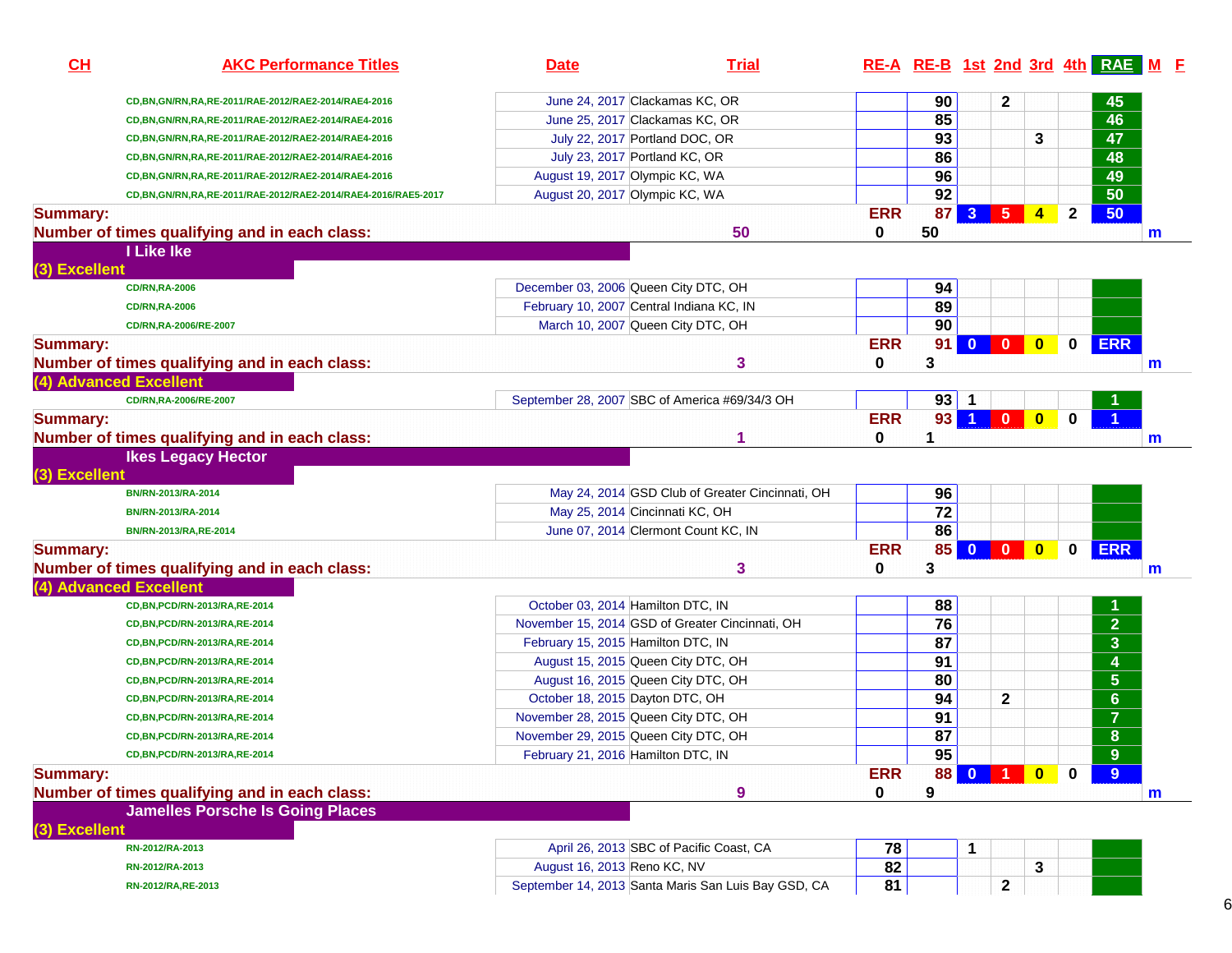| CH | AKC Performance Titles | Date | Trial | RE-A | RE-B | 1st | 2nd | 3rd | 4th | RAE | M | F |
|---|---|---|---|---|---|---|---|---|---|---|---|---|
| | CD,BN,GN/RN,RA,RE-2011/RAE-2012/RAE2-2014/RAE4-2016 | June 24, 2017 | Clackamas KC, OR | | 90 | | 2 | | | 45 | | |
| | CD,BN,GN/RN,RA,RE-2011/RAE-2012/RAE2-2014/RAE4-2016 | June 25, 2017 | Clackamas KC, OR | | 85 | | | | | 46 | | |
| | CD,BN,GN/RN,RA,RE-2011/RAE-2012/RAE2-2014/RAE4-2016 | July 22, 2017 | Portland DOC, OR | | 93 | | | 3 | | 47 | | |
| | CD,BN,GN/RN,RA,RE-2011/RAE-2012/RAE2-2014/RAE4-2016 | July 23, 2017 | Portland KC, OR | | 86 | | | | | 48 | | |
| | CD,BN,GN/RN,RA,RE-2011/RAE-2012/RAE2-2014/RAE4-2016 | August 19, 2017 | Olympic KC, WA | | 96 | | | | | 49 | | |
| | CD,BN,GN/RN,RA,RE-2011/RAE-2012/RAE2-2014/RAE4-2016/RAE5-2017 | August 20, 2017 | Olympic KC, WA | | 92 | | | | | 50 | | |
| **Summary:** | | | | ERR | 87 | 3 | 5 | 4 | 2 | 50 | | |
| **Number of times qualifying and in each class:** | | | 50 | 0 | 50 | | | | | | m | |
| **I Like Ike** | | | | | | | | | | | | |
| **(3) Excellent** | | | | | | | | | | | | |
| | CD/RN,RA-2006 | December 03, 2006 | Queen City DTC, OH | | 94 | | | | | | | |
| | CD/RN,RA-2006 | February 10, 2007 | Central Indiana KC, IN | | 89 | | | | | | | |
| | CD/RN,RA-2006/RE-2007 | March 10, 2007 | Queen City DTC, OH | | 90 | | | | | | | |
| **Summary:** | | | | ERR | 91 | 0 | 0 | 0 | 0 | ERR | | |
| **Number of times qualifying and in each class:** | | | 3 | 0 | 3 | | | | | | m | |
| **(4) Advanced Excellent** | | | | | | | | | | | | |
| | CD/RN,RA-2006/RE-2007 | September 28, 2007 | SBC of America #69/34/3 OH | | 93 | 1 | | | | 1 | | |
| **Summary:** | | | | ERR | 93 | 1 | 0 | 0 | 0 | 1 | | |
| **Number of times qualifying and in each class:** | | | 1 | 0 | 1 | | | | | | m | |
| **Ikes Legacy Hector** | | | | | | | | | | | | |
| **(3) Excellent** | | | | | | | | | | | | |
| | BN/RN-2013/RA-2014 | May 24, 2014 | GSD Club of Greater Cincinnati, OH | | 96 | | | | | | | |
| | BN/RN-2013/RA-2014 | May 25, 2014 | Cincinnati KC, OH | | 72 | | | | | | | |
| | BN/RN-2013/RA,RE-2014 | June 07, 2014 | Clermont Count KC, IN | | 86 | | | | | | | |
| **Summary:** | | | | ERR | 85 | 0 | 0 | 0 | 0 | ERR | | |
| **Number of times qualifying and in each class:** | | | 3 | 0 | 3 | | | | | | m | |
| **(4) Advanced Excellent** | | | | | | | | | | | | |
| | CD,BN,PCD/RN-2013/RA,RE-2014 | October 03, 2014 | Hamilton DTC, IN | | 88 | | | | | 1 | | |
| | CD,BN,PCD/RN-2013/RA,RE-2014 | November 15, 2014 | GSD of Greater Cincinnati, OH | | 76 | | | | | 2 | | |
| | CD,BN,PCD/RN-2013/RA,RE-2014 | February 15, 2015 | Hamilton DTC, IN | | 87 | | | | | 3 | | |
| | CD,BN,PCD/RN-2013/RA,RE-2014 | August 15, 2015 | Queen City DTC, OH | | 91 | | | | | 4 | | |
| | CD,BN,PCD/RN-2013/RA,RE-2014 | August 16, 2015 | Queen City DTC, OH | | 80 | | | | | 5 | | |
| | CD,BN,PCD/RN-2013/RA,RE-2014 | October 18, 2015 | Dayton DTC, OH | | 94 | | 2 | | | 6 | | |
| | CD,BN,PCD/RN-2013/RA,RE-2014 | November 28, 2015 | Queen City DTC, OH | | 91 | | | | | 7 | | |
| | CD,BN,PCD/RN-2013/RA,RE-2014 | November 29, 2015 | Queen City DTC, OH | | 87 | | | | | 8 | | |
| | CD,BN,PCD/RN-2013/RA,RE-2014 | February 21, 2016 | Hamilton DTC, IN | | 95 | | | | | 9 | | |
| **Summary:** | | | | ERR | 88 | 0 | 1 | 0 | 0 | 9 | | |
| **Number of times qualifying and in each class:** | | | 9 | 0 | 9 | | | | | | m | |
| **Jamelles Porsche Is Going Places** | | | | | | | | | | | | |
| **(3) Excellent** | | | | | | | | | | | | |
| | RN-2012/RA-2013 | April 26, 2013 | SBC of Pacific Coast, CA | 78 | | 1 | | | | | | |
| | RN-2012/RA-2013 | August 16, 2013 | Reno KC, NV | 82 | | | | 3 | | | | |
| | RN-2012/RA,RE-2013 | September 14, 2013 | Santa Maris San Luis Bay GSD, CA | 81 | | | 2 | | | | | |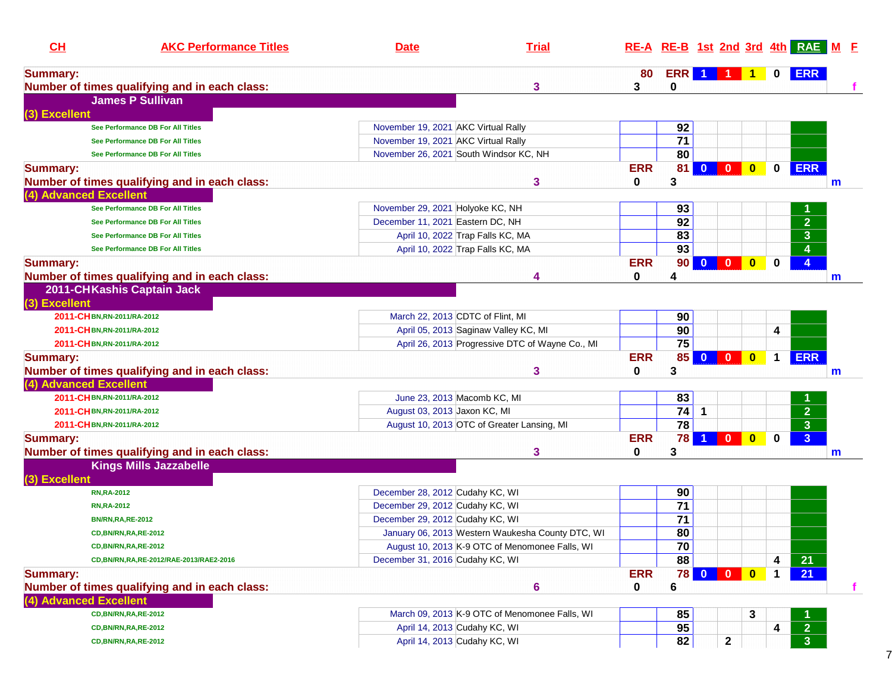| CH | AKC Performance Titles | Date | Trial | RE-A | RE-B | 1st | 2nd | 3rd | 4th | RAE | M | F |
|---|---|---|---|---|---|---|---|---|---|---|---|---|
| **Summary:** | | | | 80 | ERR | 1 | 1 | 1 | 0 | ERR | | |
| **Number of times qualifying and in each class:** | | | 3 | 3 | 0 | | | | | | | f |
| **James P Sullivan** | | | | | | | | | | | | |
| **(3) Excellent** | | | | | | | | | | | | |
| | See Performance DB For All Titles | November 19, 2021 | AKC Virtual Rally | | 92 | | | | | | | |
| | See Performance DB For All Titles | November 19, 2021 | AKC Virtual Rally | | 71 | | | | | | | |
| | See Performance DB For All Titles | November 26, 2021 | South Windsor KC, NH | | 80 | | | | | | | |
| **Summary:** | | | | ERR | 81 | 0 | 0 | 0 | 0 | ERR | | |
| **Number of times qualifying and in each class:** | | | 3 | 0 | 3 | | | | | | m | |
| **(4) Advanced Excellent** | | | | | | | | | | | | |
| | See Performance DB For All Titles | November 29, 2021 | Holyoke KC, NH | | 93 | | | | | 1 | | |
| | See Performance DB For All Titles | December 11, 2021 | Eastern DC, NH | | 92 | | | | | 2 | | |
| | See Performance DB For All Titles | April 10, 2022 | Trap Falls KC, MA | | 83 | | | | | 3 | | |
| | See Performance DB For All Titles | April 10, 2022 | Trap Falls KC, MA | | 93 | | | | | 4 | | |
| **Summary:** | | | | ERR | 90 | 0 | 0 | 0 | 0 | 4 | | |
| **Number of times qualifying and in each class:** | | | 4 | 0 | 4 | | | | | | m | |
| **2011-CH Kashis Captain Jack** | | | | | | | | | | | | |
| **(3) Excellent** | | | | | | | | | | | | |
| 2011-CH | BN,RN-2011/RA-2012 | March 22, 2013 | CDTC of Flint, MI | | 90 | | | | | | | |
| 2011-CH | BN,RN-2011/RA-2012 | April 05, 2013 | Saginaw Valley KC, MI | | 90 | | | | 4 | | | |
| 2011-CH | BN,RN-2011/RA-2012 | April 26, 2013 | Progressive DTC of Wayne Co., MI | | 75 | | | | | | | |
| **Summary:** | | | | ERR | 85 | 0 | 0 | 0 | 1 | ERR | | |
| **Number of times qualifying and in each class:** | | | 3 | 0 | 3 | | | | | | m | |
| **(4) Advanced Excellent** | | | | | | | | | | | | |
| 2011-CH | BN,RN-2011/RA-2012 | June 23, 2013 | Macomb KC, MI | | 83 | | | | | 1 | | |
| 2011-CH | BN,RN-2011/RA-2012 | August 03, 2013 | Jaxon KC, MI | | 74 | 1 | | | | 2 | | |
| 2011-CH | BN,RN-2011/RA-2012 | August 10, 2013 | OTC of Greater Lansing, MI | | 78 | | | | | 3 | | |
| **Summary:** | | | | ERR | 78 | 1 | 0 | 0 | 0 | 3 | | |
| **Number of times qualifying and in each class:** | | | 3 | 0 | 3 | | | | | | m | |
| **Kings Mills Jazzabelle** | | | | | | | | | | | | |
| **(3) Excellent** | | | | | | | | | | | | |
| | RN,RA-2012 | December 28, 2012 | Cudahy KC, WI | | 90 | | | | | | | |
| | RN,RA-2012 | December 29, 2012 | Cudahy KC, WI | | 71 | | | | | | | |
| | BN/RN,RA,RE-2012 | December 29, 2012 | Cudahy KC, WI | | 71 | | | | | | | |
| | CD,BN/RN,RA,RE-2012 | January 06, 2013 | Western Waukesha County DTC, WI | | 80 | | | | | | | |
| | CD,BN/RN,RA,RE-2012 | August 10, 2013 | K-9 OTC of Menomonee Falls, WI | | 70 | | | | | | | |
| | CD,BN/RN,RA,RE-2012/RAE-2013/RAE2-2016 | December 31, 2016 | Cudahy KC, WI | | 88 | | | | 4 | 21 | | |
| **Summary:** | | | | ERR | 78 | 0 | 0 | 0 | 1 | 21 | | |
| **Number of times qualifying and in each class:** | | | 6 | 0 | 6 | | | | | | | f |
| **(4) Advanced Excellent** | | | | | | | | | | | | |
| | CD,BN/RN,RA,RE-2012 | March 09, 2013 | K-9 OTC of Menomonee Falls, WI | | 85 | | | 3 | | 1 | | |
| | CD,BN/RN,RA,RE-2012 | April 14, 2013 | Cudahy KC, WI | | 95 | | | | 4 | 2 | | |
| | CD,BN/RN,RA,RE-2012 | April 14, 2013 | Cudahy KC, WI | | 82 | | 2 | | | 3 | | |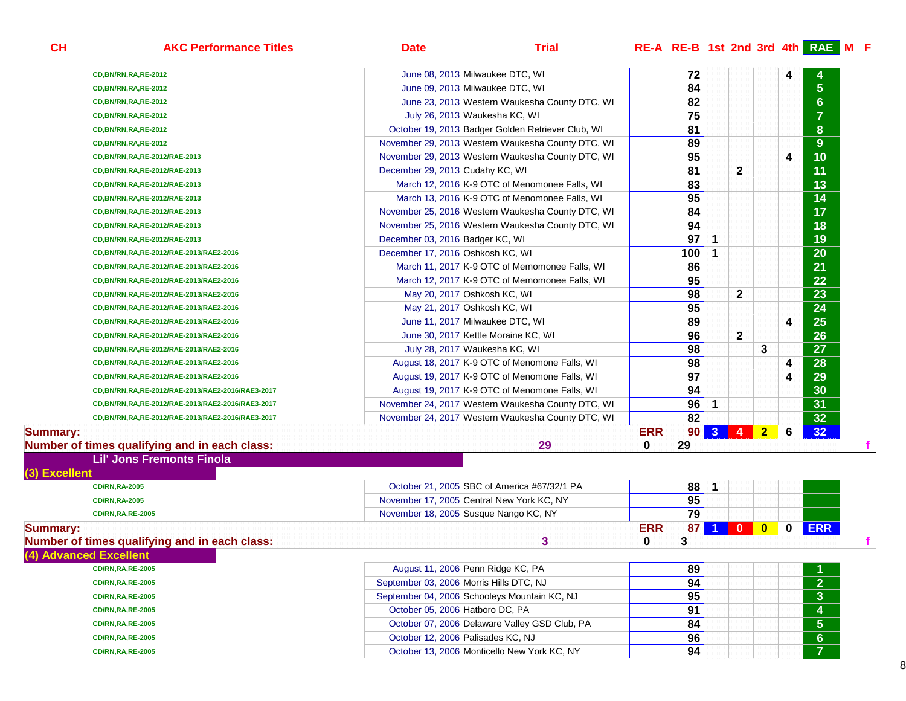| CH | AKC Performance Titles | Date | Trial | RE-A | RE-B | 1st | 2nd | 3rd | 4th | RAE | M | F |
|---|---|---|---|---|---|---|---|---|---|---|---|---|
| | CD,BN/RN,RA,RE-2012 | June 08, 2013 | Milwaukee DTC, WI | | 72 | | | | 4 | 4 | | |
| | CD,BN/RN,RA,RE-2012 | June 09, 2013 | Milwaukee DTC, WI | | 84 | | | | | 5 | | |
| | CD,BN/RN,RA,RE-2012 | June 23, 2013 | Western Waukesha County DTC, WI | | 82 | | | | | 6 | | |
| | CD,BN/RN,RA,RE-2012 | July 26, 2013 | Waukesha KC, WI | | 75 | | | | | 7 | | |
| | CD,BN/RN,RA,RE-2012 | October 19, 2013 | Badger Golden Retriever Club, WI | | 81 | | | | | 8 | | |
| | CD,BN/RN,RA,RE-2012 | November 29, 2013 | Western Waukesha County DTC, WI | | 89 | | | | | 9 | | |
| | CD,BN/RN,RA,RE-2012/RAE-2013 | November 29, 2013 | Western Waukesha County DTC, WI | | 95 | | | | 4 | 10 | | |
| | CD,BN/RN,RA,RE-2012/RAE-2013 | December 29, 2013 | Cudahy KC, WI | | 81 | | 2 | | | 11 | | |
| | CD,BN/RN,RA,RE-2012/RAE-2013 | March 12, 2016 | K-9 OTC of Menomonee Falls, WI | | 83 | | | | | 13 | | |
| | CD,BN/RN,RA,RE-2012/RAE-2013 | March 13, 2016 | K-9 OTC of Menomonee Falls, WI | | 95 | | | | | 14 | | |
| | CD,BN/RN,RA,RE-2012/RAE-2013 | November 25, 2016 | Western Waukesha County DTC, WI | | 84 | | | | | 17 | | |
| | CD,BN/RN,RA,RE-2012/RAE-2013 | November 25, 2016 | Western Waukesha County DTC, WI | | 94 | | | | | 18 | | |
| | CD,BN/RN,RA,RE-2012/RAE-2013 | December 03, 2016 | Badger KC, WI | | 97 | 1 | | | | 19 | | |
| | CD,BN/RN,RA,RE-2012/RAE-2013/RAE2-2016 | December 17, 2016 | Oshkosh KC, WI | | 100 | 1 | | | | 20 | | |
| | CD,BN/RN,RA,RE-2012/RAE-2013/RAE2-2016 | March 11, 2017 | K-9 OTC of Memomonee Falls, WI | | 86 | | | | | 21 | | |
| | CD,BN/RN,RA,RE-2012/RAE-2013/RAE2-2016 | March 12, 2017 | K-9 OTC of Memomonee Falls, WI | | 95 | | | | | 22 | | |
| | CD,BN/RN,RA,RE-2012/RAE-2013/RAE2-2016 | May 20, 2017 | Oshkosh KC, WI | | 98 | | 2 | | | 23 | | |
| | CD,BN/RN,RA,RE-2012/RAE-2013/RAE2-2016 | May 21, 2017 | Oshkosh KC, WI | | 95 | | | | | 24 | | |
| | CD,BN/RN,RA,RE-2012/RAE-2013/RAE2-2016 | June 11, 2017 | Milwaukee DTC, WI | | 89 | | | | 4 | 25 | | |
| | CD,BN/RN,RA,RE-2012/RAE-2013/RAE2-2016 | June 30, 2017 | Kettle Moraine KC, WI | | 96 | | 2 | | | 26 | | |
| | CD,BN/RN,RA,RE-2012/RAE-2013/RAE2-2016 | July 28, 2017 | Waukesha KC, WI | | 98 | | | 3 | | 27 | | |
| | CD,BN/RN,RA,RE-2012/RAE-2013/RAE2-2016 | August 18, 2017 | K-9 OTC of Menomone Falls, WI | | 98 | | | | 4 | 28 | | |
| | CD,BN/RN,RA,RE-2012/RAE-2013/RAE2-2016 | August 19, 2017 | K-9 OTC of Menomone Falls, WI | | 97 | | | | 4 | 29 | | |
| | CD,BN/RN,RA,RE-2012/RAE-2013/RAE2-2016/RAE3-2017 | August 19, 2017 | K-9 OTC of Menomone Falls, WI | | 94 | | | | | 30 | | |
| | CD,BN/RN,RA,RE-2012/RAE-2013/RAE2-2016/RAE3-2017 | November 24, 2017 | Western Waukesha County DTC, WI | | 96 | 1 | | | | 31 | | |
| | CD,BN/RN,RA,RE-2012/RAE-2013/RAE2-2016/RAE3-2017 | November 24, 2017 | Western Waukesha County DTC, WI | | 82 | | | | | 32 | | |
| **Summary:** | | | | ERR | 90 | 3 | 4 | 2 | 6 | 32 | | |
| **Number of times qualifying and in each class:** | | 29 | | 0 | 29 | | | | | | | f |

**Lil' Jons Fremonts Finola**

**(3) Excellent**

| CH | AKC Performance Titles | Date | Trial | RE-A | RE-B | 1st | 2nd | 3rd | 4th | RAE | M | F |
|---|---|---|---|---|---|---|---|---|---|---|---|---|
| | CD/RN,RA-2005 | October 21, 2005 | SBC of America #67/32/1 PA | | 88 | 1 | | | | | | |
| | CD/RN,RA-2005 | November 17, 2005 | Central New York KC, NY | | 95 | | | | | | | |
| | CD/RN,RA,RE-2005 | November 18, 2005 | Susque Nango KC, NY | | 79 | | | | | | | |
| **Summary:** | | | | ERR | 87 | 1 | 0 | 0 | 0 | ERR | | |
| **Number of times qualifying and in each class:** | | 3 | | 0 | 3 | | | | | | | f |

**(4) Advanced Excellent**

| CH | AKC Performance Titles | Date | Trial | RE-A | RE-B | 1st | 2nd | 3rd | 4th | RAE | M | F |
|---|---|---|---|---|---|---|---|---|---|---|---|---|
| | CD/RN,RA,RE-2005 | August 11, 2006 | Penn Ridge KC, PA | | 89 | | | | | 1 | | |
| | CD/RN,RA,RE-2005 | September 03, 2006 | Morris Hills DTC, NJ | | 94 | | | | | 2 | | |
| | CD/RN,RA,RE-2005 | September 04, 2006 | Schooleys Mountain KC, NJ | | 95 | | | | | 3 | | |
| | CD/RN,RA,RE-2005 | October 05, 2006 | Hatboro DC, PA | | 91 | | | | | 4 | | |
| | CD/RN,RA,RE-2005 | October 07, 2006 | Delaware Valley GSD Club, PA | | 84 | | | | | 5 | | |
| | CD/RN,RA,RE-2005 | October 12, 2006 | Palisades KC, NJ | | 96 | | | | | 6 | | |
| | CD/RN,RA,RE-2005 | October 13, 2006 | Monticello New York KC, NY | | 94 | | | | | 7 | | |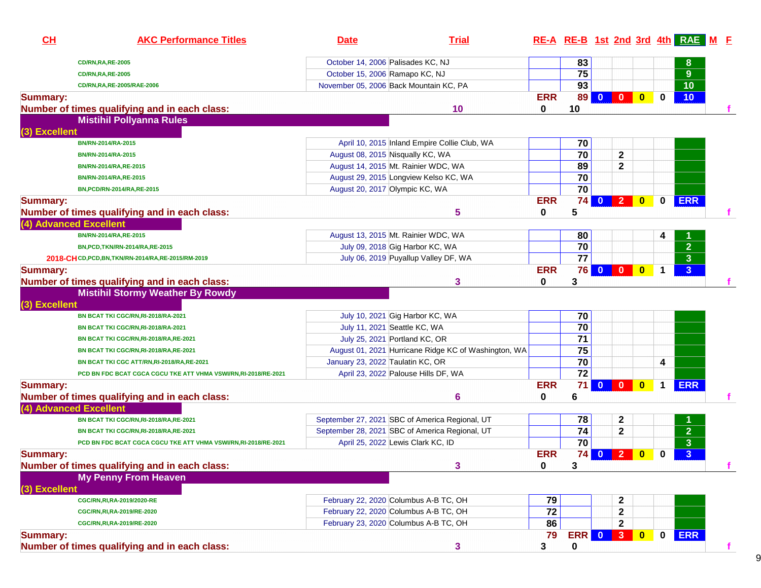| CH | AKC Performance Titles | Date | Trial | RE-A | RE-B | 1st | 2nd | 3rd | 4th | RAE | M | F |
|---|---|---|---|---|---|---|---|---|---|---|---|---|
| | CD/RN,RA,RE-2005 | October 14, 2006 | Palisades KC, NJ | | 83 | | | | | 8 | | |
| | CD/RN,RA,RE-2005 | October 15, 2006 | Ramapo KC, NJ | | 75 | | | | | 9 | | |
| | CD/RN,RA,RE-2005/RAE-2006 | November 05, 2006 | Back Mountain KC, PA | | 93 | | | | | 10 | | |
| **Summary:** | | | | ERR | 89 | 0 | 0 | 0 | 0 | 10 | | |
| **Number of times qualifying and in each class:** | | | 10 | 0 | 10 | | | | | | | f |
| | **Mistihil Pollyanna Rules** | | | | | | | | | | | |
| **(3) Excellent** | | | | | | | | | | | | |
| | BN/RN-2014/RA-2015 | April 10, 2015 | Inland Empire Collie Club, WA | | 70 | | | | | | | |
| | BN/RN-2014/RA-2015 | August 08, 2015 | Nisqually KC, WA | | 70 | | 2 | | | | | |
| | BN/RN-2014/RA,RE-2015 | August 14, 2015 | Mt. Rainier WDC, WA | | 89 | | 2 | | | | | |
| | BN/RN-2014/RA,RE-2015 | August 29, 2015 | Longview Kelso KC, WA | | 70 | | | | | | | |
| | BN,PCD/RN-2014/RA,RE-2015 | August 20, 2017 | Olympic KC, WA | | 70 | | | | | | | |
| **Summary:** | | | | ERR | 74 | 0 | 2 | 0 | 0 | ERR | | |
| **Number of times qualifying and in each class:** | | | 5 | 0 | 5 | | | | | | | f |
| **(4) Advanced Excellent** | | | | | | | | | | | | |
| | BN/RN-2014/RA,RE-2015 | August 13, 2015 | Mt. Rainier WDC, WA | | 80 | | | | 4 | 1 | | |
| | BN,PCD,TKN/RN-2014/RA,RE-2015 | July 09, 2018 | Gig Harbor KC, WA | | 70 | | | | | 2 | | |
| 2018-CH | CD,PCD,BN,TKN/RN-2014/RA,RE-2015/RM-2019 | July 06, 2019 | Puyallup Valley DF, WA | | 77 | | | | | 3 | | |
| **Summary:** | | | | ERR | 76 | 0 | 0 | 0 | 1 | 3 | | |
| **Number of times qualifying and in each class:** | | | 3 | 0 | 3 | | | | | | | f |
| | **Mistihil Stormy Weather By Rowdy** | | | | | | | | | | | |
| **(3) Excellent** | | | | | | | | | | | | |
| | BN BCAT TKI CGC/RN,RI-2018/RA-2021 | July 10, 2021 | Gig Harbor KC, WA | | 70 | | | | | | | |
| | BN BCAT TKI CGC/RN,RI-2018/RA-2021 | July 11, 2021 | Seattle KC, WA | | 70 | | | | | | | |
| | BN BCAT TKI CGC/RN,RI-2018/RA,RE-2021 | July 25, 2021 | Portland KC, OR | | 71 | | | | | | | |
| | BN BCAT TKI CGC/RN,RI-2018/RA,RE-2021 | August 01, 2021 | Hurricane Ridge KC of Washington, WA | | 75 | | | | | | | |
| | BN BCAT TKI CGC ATT/RN,RI-2018/RA,RE-2021 | January 23, 2022 | Taulatin KC, OR | | 70 | | | | 4 | | | |
| | PCD BN FDC BCAT CGCA CGCU TKE ATT VHMA VSWI/RN,RI-2018/RE-2021 | April 23, 2022 | Palouse Hills DF, WA | | 72 | | | | | | | |
| **Summary:** | | | | ERR | 71 | 0 | 0 | 0 | 1 | ERR | | |
| **Number of times qualifying and in each class:** | | | 6 | 0 | 6 | | | | | | | f |
| **(4) Advanced Excellent** | | | | | | | | | | | | |
| | BN BCAT TKI CGC/RN,RI-2018/RA,RE-2021 | September 27, 2021 | SBC of America Regional, UT | | 78 | | 2 | | | 1 | | |
| | BN BCAT TKI CGC/RN,RI-2018/RA,RE-2021 | September 28, 2021 | SBC of America Regional, UT | | 74 | | 2 | | | 2 | | |
| | PCD BN FDC BCAT CGCA CGCU TKE ATT VHMA VSWI/RN,RI-2018/RE-2021 | April 25, 2022 | Lewis Clark KC, ID | | 70 | | | | | 3 | | |
| **Summary:** | | | | ERR | 74 | 0 | 2 | 0 | 0 | 3 | | |
| **Number of times qualifying and in each class:** | | | 3 | 0 | 3 | | | | | | | f |
| | **My Penny From Heaven** | | | | | | | | | | | |
| **(3) Excellent** | | | | | | | | | | | | |
| | CGC/RN,RI,RA-2019/2020-RE | February 22, 2020 | Columbus A-B TC, OH | 79 | | | 2 | | | | | |
| | CGC/RN,RI,RA-2019/RE-2020 | February 22, 2020 | Columbus A-B TC, OH | 72 | | | 2 | | | | | |
| | CGC/RN,RI,RA-2019/RE-2020 | February 23, 2020 | Columbus A-B TC, OH | 86 | | | 2 | | | | | |
| **Summary:** | | | | 79 | ERR | 0 | 3 | 0 | 0 | ERR | | |
| **Number of times qualifying and in each class:** | | | 3 | 3 | 0 | | | | | | | f |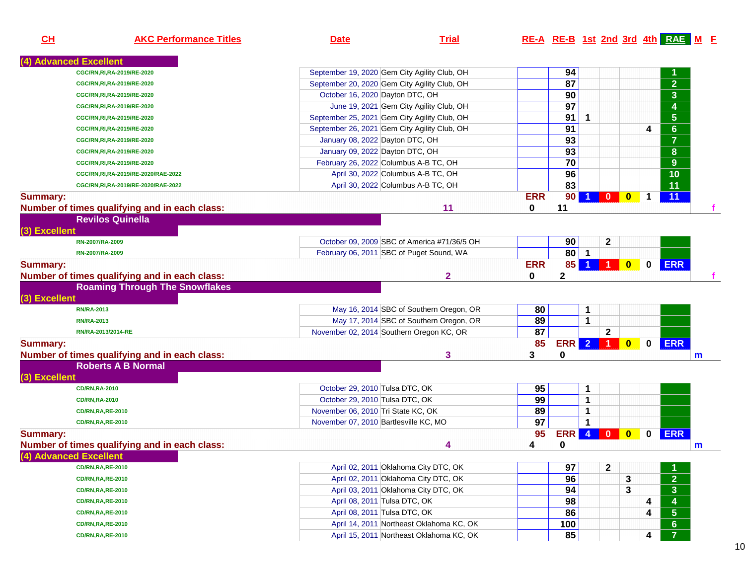| CH | AKC Performance Titles | Date | Trial | RE-A | RE-B | 1st | 2nd | 3rd | 4th | RAE | M | F |
|---|---|---|---|---|---|---|---|---|---|---|---|---|
| **(4) Advanced Excellent** | | | | | | | | | | | | |
| | CGC/RN,RI,RA-2019/RE-2020 | September 19, 2020 | Gem City Agility Club, OH | | 94 | | | | | 1 | | |
| | CGC/RN,RI,RA-2019/RE-2020 | September 20, 2020 | Gem City Agility Club, OH | | 87 | | | | | 2 | | |
| | CGC/RN,RI,RA-2019/RE-2020 | October 16, 2020 | Dayton DTC, OH | | 90 | | | | | 3 | | |
| | CGC/RN,RI,RA-2019/RE-2020 | June 19, 2021 | Gem City Agility Club, OH | | 97 | | | | | 4 | | |
| | CGC/RN,RI,RA-2019/RE-2020 | September 25, 2021 | Gem City Agility Club, OH | | 91 | 1 | | | | 5 | | |
| | CGC/RN,RI,RA-2019/RE-2020 | September 26, 2021 | Gem City Agility Club, OH | | 91 | | | | 4 | 6 | | |
| | CGC/RN,RI,RA-2019/RE-2020 | January 08, 2022 | Dayton DTC, OH | | 93 | | | | | 7 | | |
| | CGC/RN,RI,RA-2019/RE-2020 | January 09, 2022 | Dayton DTC, OH | | 93 | | | | | 8 | | |
| | CGC/RN,RI,RA-2019/RE-2020 | February 26, 2022 | Columbus A-B TC, OH | | 70 | | | | | 9 | | |
| | CGC/RN,RI,RA-2019/RE-2020/RAE-2022 | April 30, 2022 | Columbus A-B TC, OH | | 96 | | | | | 10 | | |
| | CGC/RN,RI,RA-2019/RE-2020/RAE-2022 | April 30, 2022 | Columbus A-B TC, OH | | 83 | | | | | 11 | | |
| **Summary:** | | | | ERR | 90 | 1 | 0 | 0 | 1 | 11 | | |
| **Number of times qualifying and in each class:** | | | 11 | 0 | 11 | | | | | | | f |
| **Revilos Quinella** | | | | | | | | | | | | |
| **(3) Excellent** | | | | | | | | | | | | |
| | RN-2007/RA-2009 | October 09, 2009 | SBC of America #71/36/5 OH | | 90 | | 2 | | | | | |
| | RN-2007/RA-2009 | February 06, 2011 | SBC of Puget Sound, WA | | 80 | 1 | | | | | | |
| **Summary:** | | | | ERR | 85 | 1 | 1 | 0 | 0 | ERR | | |
| **Number of times qualifying and in each class:** | | | 2 | 0 | 2 | | | | | | | f |
| **Roaming Through The Snowflakes** | | | | | | | | | | | | |
| **(3) Excellent** | | | | | | | | | | | | |
| | RN/RA-2013 | May 16, 2014 | SBC of Southern Oregon, OR | 80 | | 1 | | | | | | |
| | RN/RA-2013 | May 17, 2014 | SBC of Southern Oregon, OR | 89 | | 1 | | | | | | |
| | RN/RA-2013/2014-RE | November 02, 2014 | Southern Oregon KC, OR | 87 | | | 2 | | | | | |
| **Summary:** | | | | 85 | ERR | 2 | 1 | 0 | 0 | ERR | | |
| **Number of times qualifying and in each class:** | | | 3 | 3 | 0 | | | | | | m | |
| **Roberts A B Normal** | | | | | | | | | | | | |
| **(3) Excellent** | | | | | | | | | | | | |
| | CD/RN,RA-2010 | October 29, 2010 | Tulsa DTC, OK | 95 | | 1 | | | | | | |
| | CD/RN,RA-2010 | October 29, 2010 | Tulsa DTC, OK | 99 | | 1 | | | | | | |
| | CD/RN,RA,RE-2010 | November 06, 2010 | Tri State KC, OK | 89 | | 1 | | | | | | |
| | CD/RN,RA,RE-2010 | November 07, 2010 | Bartlesville KC, MO | 97 | | 1 | | | | | | |
| **Summary:** | | | | 95 | ERR | 4 | 0 | 0 | 0 | ERR | | |
| **Number of times qualifying and in each class:** | | | 4 | 4 | 0 | | | | | | m | |
| **(4) Advanced Excellent** | | | | | | | | | | | | |
| | CD/RN,RA,RE-2010 | April 02, 2011 | Oklahoma City DTC, OK | | 97 | | 2 | | | 1 | | |
| | CD/RN,RA,RE-2010 | April 02, 2011 | Oklahoma City DTC, OK | | 96 | | | 3 | | 2 | | |
| | CD/RN,RA,RE-2010 | April 03, 2011 | Oklahoma City DTC, OK | | 94 | | | 3 | | 3 | | |
| | CD/RN,RA,RE-2010 | April 08, 2011 | Tulsa DTC, OK | | 98 | | | | 4 | 4 | | |
| | CD/RN,RA,RE-2010 | April 08, 2011 | Tulsa DTC, OK | | 86 | | | | 4 | 5 | | |
| | CD/RN,RA,RE-2010 | April 14, 2011 | Northeast Oklahoma KC, OK | | 100 | | | | | 6 | | |
| | CD/RN,RA,RE-2010 | April 15, 2011 | Northeast Oklahoma KC, OK | | 85 | | | | 4 | 7 | | |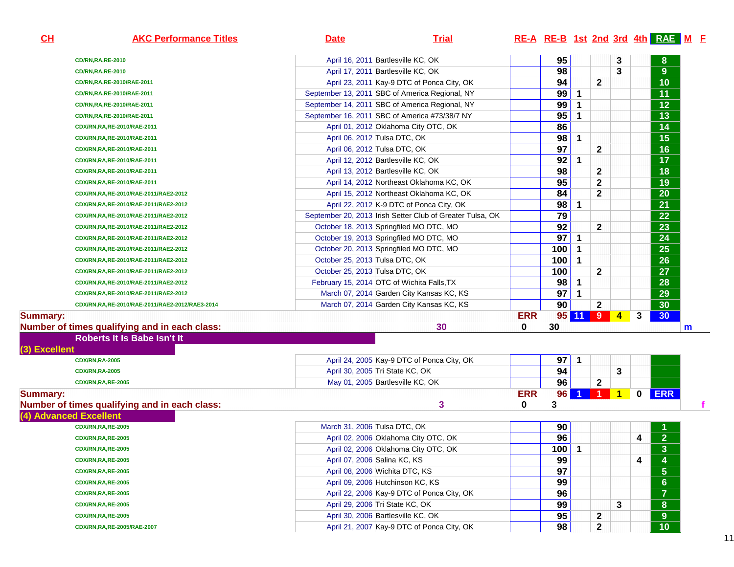| CH | AKC Performance Titles | Date | Trial | RE-A | RE-B | 1st | 2nd | 3rd | 4th | RAE | M | F |
|---|---|---|---|---|---|---|---|---|---|---|---|---|
| | CD/RN,RA,RE-2010 | April 16, 2011 | Bartlesville KC, OK | | 95 | | | 3 | | 8 | | |
| | CD/RN,RA,RE-2010 | April 17, 2011 | Bartlesville KC, OK | | 98 | | | 3 | | 9 | | |
| | CD/RN,RA,RE-2010/RAE-2011 | April 23, 2011 | Kay-9 DTC of Ponca City, OK | | 94 | | 2 | | | 10 | | |
| | CD/RN,RA,RE-2010/RAE-2011 | September 13, 2011 | SBC of America Regional, NY | | 99 | 1 | | | | 11 | | |
| | CD/RN,RA,RE-2010/RAE-2011 | September 14, 2011 | SBC of America Regional, NY | | 99 | 1 | | | | 12 | | |
| | CD/RN,RA,RE-2010/RAE-2011 | September 16, 2011 | SBC of America #73/38/7 NY | | 95 | 1 | | | | 13 | | |
| | CDX/RN,RA,RE-2010/RAE-2011 | April 01, 2012 | Oklahoma City OTC, OK | | 86 | | | | | 14 | | |
| | CDX/RN,RA,RE-2010/RAE-2011 | April 06, 2012 | Tulsa DTC, OK | | 98 | 1 | | | | 15 | | |
| | CDX/RN,RA,RE-2010/RAE-2011 | April 06, 2012 | Tulsa DTC, OK | | 97 | | 2 | | | 16 | | |
| | CDX/RN,RA,RE-2010/RAE-2011 | April 12, 2012 | Bartlesville KC, OK | | 92 | 1 | | | | 17 | | |
| | CDX/RN,RA,RE-2010/RAE-2011 | April 13, 2012 | Bartlesville KC, OK | | 98 | | 2 | | | 18 | | |
| | CDX/RN,RA,RE-2010/RAE-2011 | April 14, 2012 | Northeast Oklahoma KC, OK | | 95 | | 2 | | | 19 | | |
| | CDX/RN,RA,RE-2010/RAE-2011/RAE2-2012 | April 15, 2012 | Northeast Oklahoma KC, OK | | 84 | | 2 | | | 20 | | |
| | CDX/RN,RA,RE-2010/RAE-2011/RAE2-2012 | April 22, 2012 | K-9 DTC of Ponca City, OK | | 98 | 1 | | | | 21 | | |
| | CDX/RN,RA,RE-2010/RAE-2011/RAE2-2012 | September 20, 2013 | Irish Setter Club of Greater Tulsa, OK | | 79 | | | | | 22 | | |
| | CDX/RN,RA,RE-2010/RAE-2011/RAE2-2012 | October 18, 2013 | Springfiled MO DTC, MO | | 92 | | 2 | | | 23 | | |
| | CDX/RN,RA,RE-2010/RAE-2011/RAE2-2012 | October 19, 2013 | Springfiled MO DTC, MO | | 97 | 1 | | | | 24 | | |
| | CDX/RN,RA,RE-2010/RAE-2011/RAE2-2012 | October 20, 2013 | Springfiled MO DTC, MO | | 100 | 1 | | | | 25 | | |
| | CDX/RN,RA,RE-2010/RAE-2011/RAE2-2012 | October 25, 2013 | Tulsa DTC, OK | | 100 | 1 | | | | 26 | | |
| | CDX/RN,RA,RE-2010/RAE-2011/RAE2-2012 | October 25, 2013 | Tulsa DTC, OK | | 100 | | 2 | | | 27 | | |
| | CDX/RN,RA,RE-2010/RAE-2011/RAE2-2012 | February 15, 2014 | OTC of Wichita Falls,TX | | 98 | 1 | | | | 28 | | |
| | CDX/RN,RA,RE-2010/RAE-2011/RAE2-2012 | March 07, 2014 | Garden City Kansas KC, KS | | 97 | 1 | | | | 29 | | |
| | CDX/RN,RA,RE-2010/RAE-2011/RAE2-2012/RAE3-2014 | March 07, 2014 | Garden City Kansas KC, KS | | 90 | | 2 | | | 30 | | |
| **Summary:** | | | | ERR | 95 | 11 | 9 | 4 | 3 | 30 | | |
| **Number of times qualifying and in each class:** | | | 30 | 0 | 30 | | | | | | m | |

**Roberts It Is Babe Isn't It**

**(3) Excellent**

| CH | AKC Performance Titles | Date | Trial | RE-A | RE-B | 1st | 2nd | 3rd | 4th | RAE | M | F |
|---|---|---|---|---|---|---|---|---|---|---|---|---|
| | CDX/RN,RA-2005 | April 24, 2005 | Kay-9 DTC of Ponca City, OK | | 97 | 1 | | | | | | |
| | CDX/RN,RA-2005 | April 30, 2005 | Tri State KC, OK | | 94 | | | 3 | | | | |
| | CDX/RN,RA,RE-2005 | May 01, 2005 | Bartlesville KC, OK | | 96 | | 2 | | | | | |
| **Summary:** | | | | ERR | 96 | 1 | 1 | 1 | 0 | ERR | | |
| **Number of times qualifying and in each class:** | | | 3 | 0 | 3 | | | | | | | f |

**(4) Advanced Excellent**

| CH | AKC Performance Titles | Date | Trial | RE-A | RE-B | 1st | 2nd | 3rd | 4th | RAE | M | F |
|---|---|---|---|---|---|---|---|---|---|---|---|---|
| | CDX/RN,RA,RE-2005 | March 31, 2006 | Tulsa DTC, OK | | 90 | | | | | 1 | | |
| | CDX/RN,RA,RE-2005 | April 02, 2006 | Oklahoma City OTC, OK | | 96 | | | | 4 | 2 | | |
| | CDX/RN,RA,RE-2005 | April 02, 2006 | Oklahoma City OTC, OK | | 100 | 1 | | | | 3 | | |
| | CDX/RN,RA,RE-2005 | April 07, 2006 | Salina KC, KS | | 99 | | | | 4 | 4 | | |
| | CDX/RN,RA,RE-2005 | April 08, 2006 | Wichita DTC, KS | | 97 | | | | | 5 | | |
| | CDX/RN,RA,RE-2005 | April 09, 2006 | Hutchinson KC, KS | | 99 | | | | | 6 | | |
| | CDX/RN,RA,RE-2005 | April 22, 2006 | Kay-9 DTC of Ponca City, OK | | 96 | | | | | 7 | | |
| | CDX/RN,RA,RE-2005 | April 29, 2006 | Tri State KC, OK | | 99 | | | 3 | | 8 | | |
| | CDX/RN,RA,RE-2005 | April 30, 2006 | Bartlesville KC, OK | | 95 | | 2 | | | 9 | | |
| | CDX/RN,RA,RE-2005/RAE-2007 | April 21, 2007 | Kay-9 DTC of Ponca City, OK | | 98 | | 2 | | | 10 | | |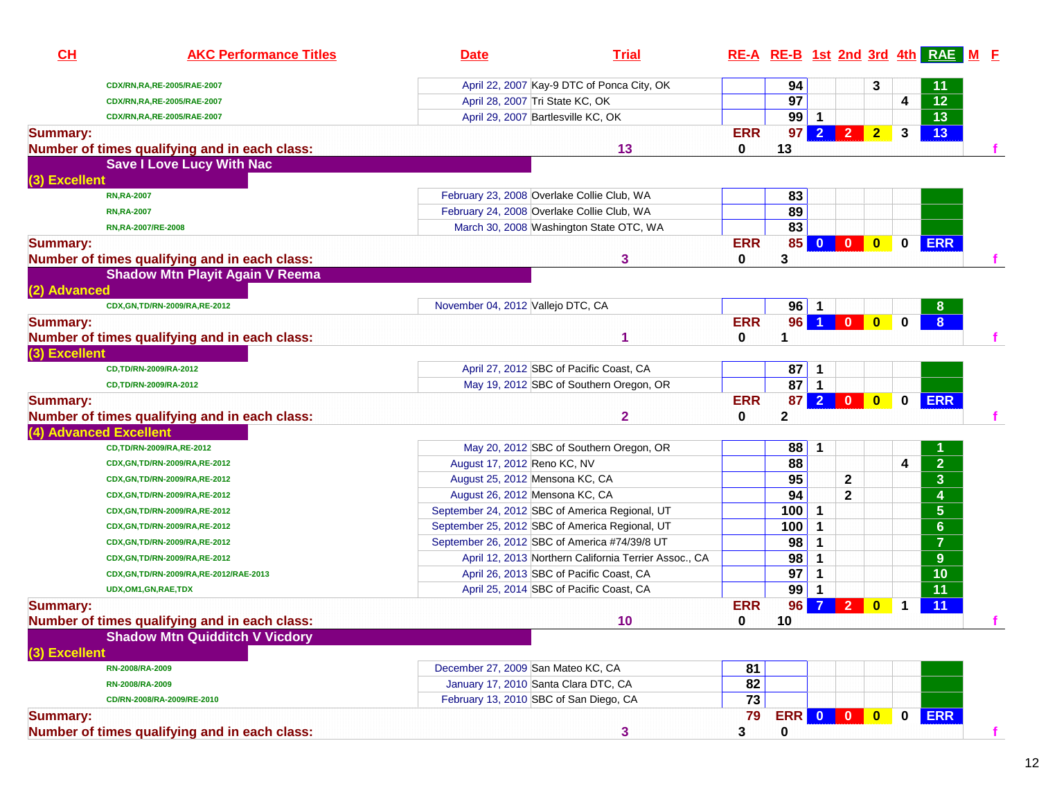| CH | AKC Performance Titles | Date | Trial | RE-A | RE-B | 1st | 2nd | 3rd | 4th | RAE | M | F |
|---|---|---|---|---|---|---|---|---|---|---|---|---|
| | CDX/RN,RA,RE-2005/RAE-2007 | April 22, 2007 | Kay-9 DTC of Ponca City, OK | | 94 | | | 3 | | 11 | | |
| | CDX/RN,RA,RE-2005/RAE-2007 | April 28, 2007 | Tri State KC, OK | | 97 | | | | 4 | 12 | | |
| | CDX/RN,RA,RE-2005/RAE-2007 | April 29, 2007 | Bartlesville KC, OK | | 99 | 1 | | | | 13 | | |
| Summary: | | | | ERR | 97 | 2 | 2 | 2 | 3 | 13 | | |
| Number of times qualifying and in each class: | | | 13 | 0 | 13 | | | | | | | f |
| | Save I Love Lucy With Nac | | | | | | | | | | | |
| (3) Excellent | | | | | | | | | | | | |
| | RN,RA-2007 | February 23, 2008 | Overlake Collie Club, WA | | 83 | | | | | | | |
| | RN,RA-2007 | February 24, 2008 | Overlake Collie Club, WA | | 89 | | | | | | | |
| | RN,RA-2007/RE-2008 | March 30, 2008 | Washington State OTC, WA | | 83 | | | | | | | |
| Summary: | | | | ERR | 85 | 0 | 0 | 0 | 0 | ERR | | |
| Number of times qualifying and in each class: | | | 3 | 0 | 3 | | | | | | | f |
| | Shadow Mtn Playit Again V Reema | | | | | | | | | | | |
| (2) Advanced | | | | | | | | | | | | |
| | CDX,GN,TD/RN-2009/RA,RE-2012 | November 04, 2012 | Vallejo DTC, CA | | 96 | 1 | | | | 8 | | |
| Summary: | | | | ERR | 96 | 1 | 0 | 0 | 0 | 8 | | |
| Number of times qualifying and in each class: | | | 1 | 0 | 1 | | | | | | | f |
| (3) Excellent | | | | | | | | | | | | |
| | CD,TD/RN-2009/RA-2012 | April 27, 2012 | SBC of Pacific Coast, CA | | 87 | 1 | | | | | | |
| | CD,TD/RN-2009/RA-2012 | May 19, 2012 | SBC of Southern Oregon, OR | | 87 | 1 | | | | | | |
| Summary: | | | | ERR | 87 | 2 | 0 | 0 | 0 | ERR | | |
| Number of times qualifying and in each class: | | | 2 | 0 | 2 | | | | | | | f |
| (4) Advanced Excellent | | | | | | | | | | | | |
| | CD,TD/RN-2009/RA,RE-2012 | May 20, 2012 | SBC of Southern Oregon, OR | | 88 | 1 | | | | 1 | | |
| | CDX,GN,TD/RN-2009/RA,RE-2012 | August 17, 2012 | Reno KC, NV | | 88 | | | | 4 | 2 | | |
| | CDX,GN,TD/RN-2009/RA,RE-2012 | August 25, 2012 | Mensona KC, CA | | 95 | | 2 | | | 3 | | |
| | CDX,GN,TD/RN-2009/RA,RE-2012 | August 26, 2012 | Mensona KC, CA | | 94 | | 2 | | | 4 | | |
| | CDX,GN,TD/RN-2009/RA,RE-2012 | September 24, 2012 | SBC of America Regional, UT | | 100 | 1 | | | | 5 | | |
| | CDX,GN,TD/RN-2009/RA,RE-2012 | September 25, 2012 | SBC of America Regional, UT | | 100 | 1 | | | | 6 | | |
| | CDX,GN,TD/RN-2009/RA,RE-2012 | September 26, 2012 | SBC of America #74/39/8 UT | | 98 | 1 | | | | 7 | | |
| | CDX,GN,TD/RN-2009/RA,RE-2012 | April 12, 2013 | Northern California Terrier Assoc., CA | | 98 | 1 | | | | 9 | | |
| | CDX,GN,TD/RN-2009/RA,RE-2012/RAE-2013 | April 26, 2013 | SBC of Pacific Coast, CA | | 97 | 1 | | | | 10 | | |
| | UDX,OM1,GN,RAE,TDX | April 25, 2014 | SBC of Pacific Coast, CA | | 99 | 1 | | | | 11 | | |
| Summary: | | | | ERR | 96 | 7 | 2 | 0 | 1 | 11 | | |
| Number of times qualifying and in each class: | | | 10 | 0 | 10 | | | | | | | f |
| | Shadow Mtn Quidditch V Vicdory | | | | | | | | | | | |
| (3) Excellent | | | | | | | | | | | | |
| | RN-2008/RA-2009 | December 27, 2009 | San Mateo KC, CA | 81 | | | | | | | | |
| | RN-2008/RA-2009 | January 17, 2010 | Santa Clara DTC, CA | 82 | | | | | | | | |
| | CD/RN-2008/RA-2009/RE-2010 | February 13, 2010 | SBC of San Diego, CA | 73 | | | | | | | | |
| Summary: | | | | 79 | ERR | 0 | 0 | 0 | 0 | ERR | | |
| Number of times qualifying and in each class: | | | 3 | 3 | 0 | | | | | | | f |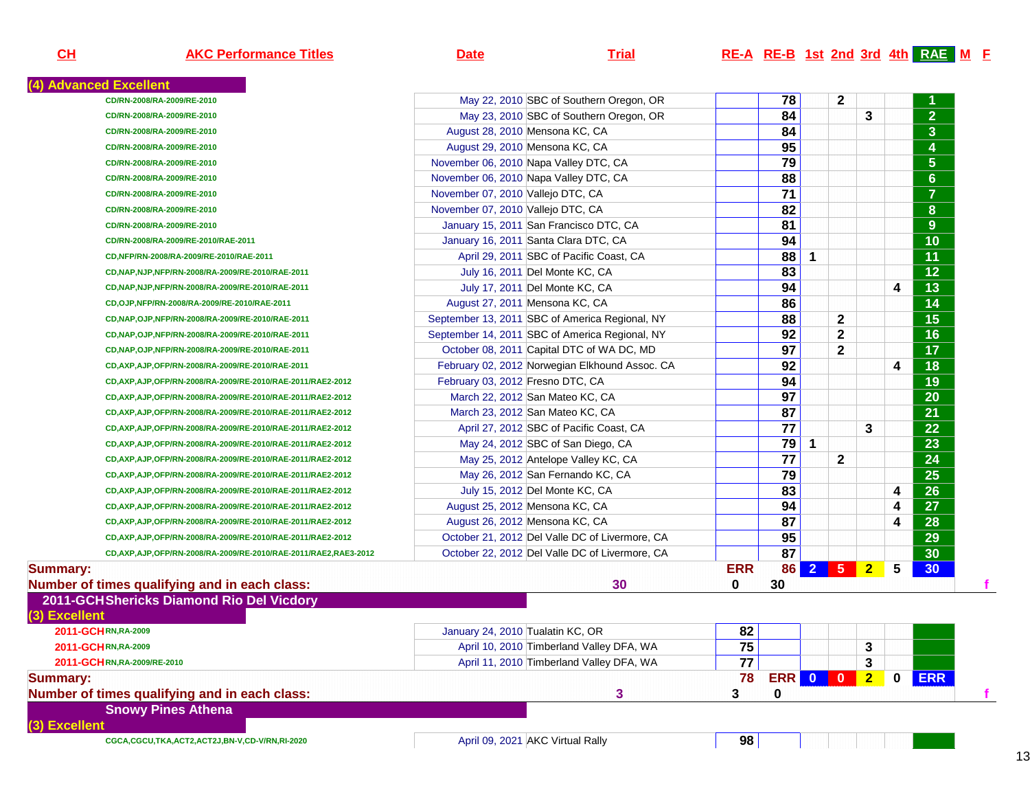| CH | AKC Performance Titles | Date | Trial | RE-A | RE-B | 1st | 2nd | 3rd | 4th | RAE | M | F |
|---|---|---|---|---|---|---|---|---|---|---|---|---|
| **(4) Advanced Excellent** | | | | | | | | | | | | |
| | CD/RN-2008/RA-2009/RE-2010 | May 22, 2010 | SBC of Southern Oregon, OR | | 78 | | 2 | | | 1 | | |
| | CD/RN-2008/RA-2009/RE-2010 | May 23, 2010 | SBC of Southern Oregon, OR | | 84 | | | 3 | | 2 | | |
| | CD/RN-2008/RA-2009/RE-2010 | August 28, 2010 | Mensona KC, CA | | 84 | | | | | 3 | | |
| | CD/RN-2008/RA-2009/RE-2010 | August 29, 2010 | Mensona KC, CA | | 95 | | | | | 4 | | |
| | CD/RN-2008/RA-2009/RE-2010 | November 06, 2010 | Napa Valley DTC, CA | | 79 | | | | | 5 | | |
| | CD/RN-2008/RA-2009/RE-2010 | November 06, 2010 | Napa Valley DTC, CA | | 88 | | | | | 6 | | |
| | CD/RN-2008/RA-2009/RE-2010 | November 07, 2010 | Vallejo DTC, CA | | 71 | | | | | 7 | | |
| | CD/RN-2008/RA-2009/RE-2010 | November 07, 2010 | Vallejo DTC, CA | | 82 | | | | | 8 | | |
| | CD/RN-2008/RA-2009/RE-2010 | January 15, 2011 | San Francisco DTC, CA | | 81 | | | | | 9 | | |
| | CD/RN-2008/RA-2009/RE-2010/RAE-2011 | January 16, 2011 | Santa Clara DTC, CA | | 94 | | | | | 10 | | |
| | CD,NFP/RN-2008/RA-2009/RE-2010/RAE-2011 | April 29, 2011 | SBC of Pacific Coast, CA | | 88 | 1 | | | | 11 | | |
| | CD,NAP,NJP,NFP/RN-2008/RA-2009/RE-2010/RAE-2011 | July 16, 2011 | Del Monte KC, CA | | 83 | | | | | 12 | | |
| | CD,NAP,NJP,NFP/RN-2008/RA-2009/RE-2010/RAE-2011 | July 17, 2011 | Del Monte KC, CA | | 94 | | | | 4 | 13 | | |
| | CD,OJP,NFP/RN-2008/RA-2009/RE-2010/RAE-2011 | August 27, 2011 | Mensona KC, CA | | 86 | | | | | 14 | | |
| | CD,NAP,OJP,NFP/RN-2008/RA-2009/RE-2010/RAE-2011 | September 13, 2011 | SBC of America Regional, NY | | 88 | | 2 | | | 15 | | |
| | CD,NAP,OJP,NFP/RN-2008/RA-2009/RE-2010/RAE-2011 | September 14, 2011 | SBC of America Regional, NY | | 92 | | 2 | | | 16 | | |
| | CD,NAP,OJP,NFP/RN-2008/RA-2009/RE-2010/RAE-2011 | October 08, 2011 | Capital DTC of WA DC, MD | | 97 | | 2 | | | 17 | | |
| | CD,AXP,AJP,OFP/RN-2008/RA-2009/RE-2010/RAE-2011 | February 02, 2012 | Norwegian Elkhound Assoc. CA | | 92 | | | | 4 | 18 | | |
| | CD,AXP,AJP,OFP/RN-2008/RA-2009/RE-2010/RAE-2011/RAE2-2012 | February 03, 2012 | Fresno DTC, CA | | 94 | | | | | 19 | | |
| | CD,AXP,AJP,OFP/RN-2008/RA-2009/RE-2010/RAE-2011/RAE2-2012 | March 22, 2012 | San Mateo KC, CA | | 97 | | | | | 20 | | |
| | CD,AXP,AJP,OFP/RN-2008/RA-2009/RE-2010/RAE-2011/RAE2-2012 | March 23, 2012 | San Mateo KC, CA | | 87 | | | | | 21 | | |
| | CD,AXP,AJP,OFP/RN-2008/RA-2009/RE-2010/RAE-2011/RAE2-2012 | April 27, 2012 | SBC of Pacific Coast, CA | | 77 | | | 3 | | 22 | | |
| | CD,AXP,AJP,OFP/RN-2008/RA-2009/RE-2010/RAE-2011/RAE2-2012 | May 24, 2012 | SBC of San Diego, CA | | 79 | 1 | | | | 23 | | |
| | CD,AXP,AJP,OFP/RN-2008/RA-2009/RE-2010/RAE-2011/RAE2-2012 | May 25, 2012 | Antelope Valley KC, CA | | 77 | | 2 | | | 24 | | |
| | CD,AXP,AJP,OFP/RN-2008/RA-2009/RE-2010/RAE-2011/RAE2-2012 | May 26, 2012 | San Fernando KC, CA | | 79 | | | | | 25 | | |
| | CD,AXP,AJP,OFP/RN-2008/RA-2009/RE-2010/RAE-2011/RAE2-2012 | July 15, 2012 | Del Monte KC, CA | | 83 | | | | 4 | 26 | | |
| | CD,AXP,AJP,OFP/RN-2008/RA-2009/RE-2010/RAE-2011/RAE2-2012 | August 25, 2012 | Mensona KC, CA | | 94 | | | | 4 | 27 | | |
| | CD,AXP,AJP,OFP/RN-2008/RA-2009/RE-2010/RAE-2011/RAE2-2012 | August 26, 2012 | Mensona KC, CA | | 87 | | | | 4 | 28 | | |
| | CD,AXP,AJP,OFP/RN-2008/RA-2009/RE-2010/RAE-2011/RAE2-2012 | October 21, 2012 | Del Valle DC of Livermore, CA | | 95 | | | | | 29 | | |
| | CD,AXP,AJP,OFP/RN-2008/RA-2009/RE-2010/RAE-2011/RAE2,RAE3-2012 | October 22, 2012 | Del Valle DC of Livermore, CA | | 87 | | | | | 30 | | |
| **Summary:** | | | | ERR | 86 | 2 | 5 | 2 | 5 | 30 | | |
| **Number of times qualifying and in each class:** | | | 30 | 0 | 30 | | | | | | | f |
| **2011-GCH Shericks Diamond Rio Del Vicdory** | | | | | | | | | | | | |
| **(3) Excellent** | | | | | | | | | | | | |
| 2011-GCH | RN,RA-2009 | January 24, 2010 | Tualatin KC, OR | 82 | | | | | | | | |
| 2011-GCH | RN,RA-2009 | April 10, 2010 | Timberland Valley DFA, WA | 75 | | | | 3 | | | | |
| 2011-GCH | RN,RA-2009/RE-2010 | April 11, 2010 | Timberland Valley DFA, WA | 77 | | | | 3 | | | | |
| **Summary:** | | | | 78 | ERR | 0 | 0 | 2 | 0 | ERR | | |
| **Number of times qualifying and in each class:** | | | 3 | 3 | 0 | | | | | | | f |
| **Snowy Pines Athena** | | | | | | | | | | | | |
| **(3) Excellent** | | | | | | | | | | | | |
| | CGCA,CGCU,TKA,ACT2,ACT2J,BN-V,CD-V/RN,RI-2020 | April 09, 2021 | AKC Virtual Rally | 98 | | | | | | | | |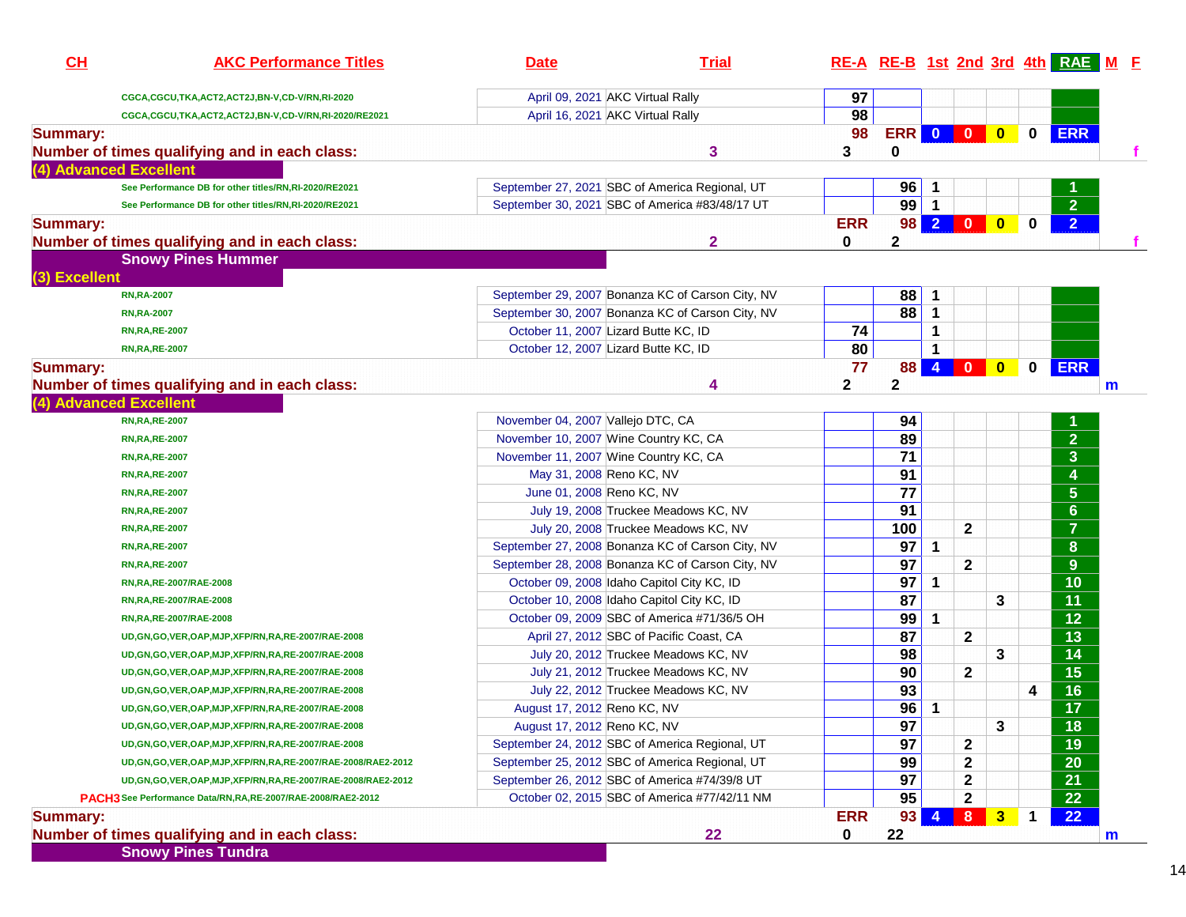| CH | AKC Performance Titles | Date | Trial | RE-A | RE-B | 1st | 2nd | 3rd | 4th | RAE | M | F |
|---|---|---|---|---|---|---|---|---|---|---|---|---|
| | CGCA,CGCU,TKA,ACT2,ACT2J,BN-V,CD-V/RN,RI-2020 | April 09, 2021 | AKC Virtual Rally | 97 | | | | | | | | |
| | CGCA,CGCU,TKA,ACT2,ACT2J,BN-V,CD-V/RN,RI-2020/RE2021 | April 16, 2021 | AKC Virtual Rally | 98 | | | | | | | | |
| Summary: | | | | 98 | ERR | 0 | 0 | 0 | 0 | ERR | | |
| Number of times qualifying and in each class: | | | 3 | 3 | 0 | | | | | | | f |
| (4) Advanced Excellent | | | | | | | | | | | | |
| | See Performance DB for other titles/RN,RI-2020/RE2021 | September 27, 2021 | SBC of America Regional, UT | | 96 | 1 | | | | 1 | | |
| | See Performance DB for other titles/RN,RI-2020/RE2021 | September 30, 2021 | SBC of America #83/48/17 UT | | 99 | 1 | | | | 2 | | |
| Summary: | | | | ERR | 98 | 2 | 0 | 0 | 0 | 2 | | |
| Number of times qualifying and in each class: | | | 2 | 0 | 2 | | | | | | | f |
| | Snowy Pines Hummer | | | | | | | | | | | |
| (3) Excellent | | | | | | | | | | | | |
| | RN,RA-2007 | September 29, 2007 | Bonanza KC of Carson City, NV | | 88 | 1 | | | | | | |
| | RN,RA-2007 | September 30, 2007 | Bonanza KC of Carson City, NV | | 88 | 1 | | | | | | |
| | RN,RA,RE-2007 | October 11, 2007 | Lizard Butte KC, ID | 74 | | 1 | | | | | | |
| | RN,RA,RE-2007 | October 12, 2007 | Lizard Butte KC, ID | 80 | | 1 | | | | | | |
| Summary: | | | | 77 | 88 | 4 | 0 | 0 | 0 | ERR | | |
| Number of times qualifying and in each class: | | | 4 | 2 | 2 | | | | | | m | |
| (4) Advanced Excellent | | | | | | | | | | | | |
| | RN,RA,RE-2007 | November 04, 2007 | Vallejo DTC, CA | | 94 | | | | | 1 | | |
| | RN,RA,RE-2007 | November 10, 2007 | Wine Country KC, CA | | 89 | | | | | 2 | | |
| | RN,RA,RE-2007 | November 11, 2007 | Wine Country KC, CA | | 71 | | | | | 3 | | |
| | RN,RA,RE-2007 | May 31, 2008 | Reno KC, NV | | 91 | | | | | 4 | | |
| | RN,RA,RE-2007 | June 01, 2008 | Reno KC, NV | | 77 | | | | | 5 | | |
| | RN,RA,RE-2007 | July 19, 2008 | Truckee Meadows KC, NV | | 91 | | | | | 6 | | |
| | RN,RA,RE-2007 | July 20, 2008 | Truckee Meadows KC, NV | | 100 | | 2 | | | 7 | | |
| | RN,RA,RE-2007 | September 27, 2008 | Bonanza KC of Carson City, NV | | 97 | 1 | | | | 8 | | |
| | RN,RA,RE-2007 | September 28, 2008 | Bonanza KC of Carson City, NV | | 97 | | 2 | | | 9 | | |
| | RN,RA,RE-2007/RAE-2008 | October 09, 2008 | Idaho Capitol City KC, ID | | 97 | 1 | | | | 10 | | |
| | RN,RA,RE-2007/RAE-2008 | October 10, 2008 | Idaho Capitol City KC, ID | | 87 | | | 3 | | 11 | | |
| | RN,RA,RE-2007/RAE-2008 | October 09, 2009 | SBC of America #71/36/5 OH | | 99 | 1 | | | | 12 | | |
| | UD,GN,GO,VER,OAP,MJP,XFP/RN,RA,RE-2007/RAE-2008 | April 27, 2012 | SBC of Pacific Coast, CA | | 87 | | 2 | | | 13 | | |
| | UD,GN,GO,VER,OAP,MJP,XFP/RN,RA,RE-2007/RAE-2008 | July 20, 2012 | Truckee Meadows KC, NV | | 98 | | | 3 | | 14 | | |
| | UD,GN,GO,VER,OAP,MJP,XFP/RN,RA,RE-2007/RAE-2008 | July 21, 2012 | Truckee Meadows KC, NV | | 90 | | 2 | | | 15 | | |
| | UD,GN,GO,VER,OAP,MJP,XFP/RN,RA,RE-2007/RAE-2008 | July 22, 2012 | Truckee Meadows KC, NV | | 93 | | | | 4 | 16 | | |
| | UD,GN,GO,VER,OAP,MJP,XFP/RN,RA,RE-2007/RAE-2008 | August 17, 2012 | Reno KC, NV | | 96 | 1 | | | | 17 | | |
| | UD,GN,GO,VER,OAP,MJP,XFP/RN,RA,RE-2007/RAE-2008 | August 17, 2012 | Reno KC, NV | | 97 | | | 3 | | 18 | | |
| | UD,GN,GO,VER,OAP,MJP,XFP/RN,RA,RE-2007/RAE-2008 | September 24, 2012 | SBC of America Regional, UT | | 97 | | 2 | | | 19 | | |
| | UD,GN,GO,VER,OAP,MJP,XFP/RN,RA,RE-2007/RAE-2008/RAE2-2012 | September 25, 2012 | SBC of America Regional, UT | | 99 | | 2 | | | 20 | | |
| | UD,GN,GO,VER,OAP,MJP,XFP/RN,RA,RE-2007/RAE-2008/RAE2-2012 | September 26, 2012 | SBC of America #74/39/8 UT | | 97 | | 2 | | | 21 | | |
| PACH3 | See Performance Data/RN,RA,RE-2007/RAE-2008/RAE2-2012 | October 02, 2015 | SBC of America #77/42/11 NM | | 95 | | 2 | | | 22 | | |
| Summary: | | | | ERR | 93 | 4 | 8 | 3 | 1 | 22 | | |
| Number of times qualifying and in each class: | | | 22 | 0 | 22 | | | | | | m | |
| | Snowy Pines Tundra | | | | | | | | | | | |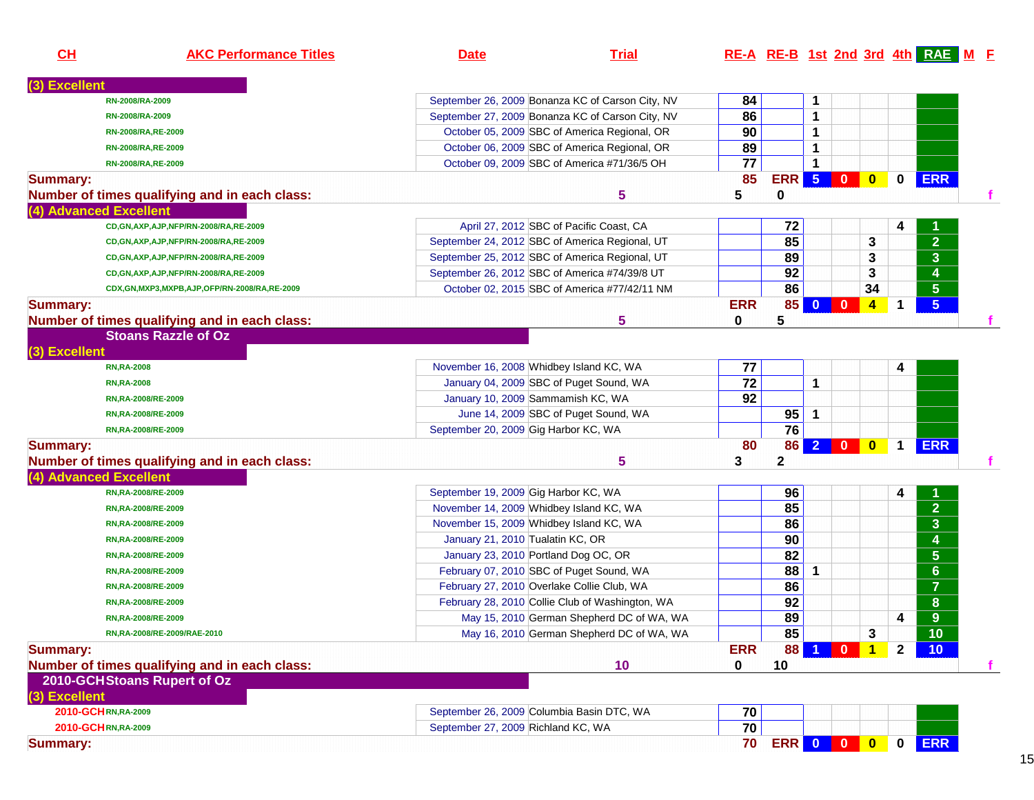| CH | AKC Performance Titles | Date | Trial | RE-A | RE-B | 1st | 2nd | 3rd | 4th | RAE | M | F |
|---|---|---|---|---|---|---|---|---|---|---|---|---|
| **(3) Excellent** | | | | | | | | | | | | |
| | RN-2008/RA-2009 | September 26, 2009 | Bonanza KC of Carson City, NV | 84 | | 1 | | | | | | |
| | RN-2008/RA-2009 | September 27, 2009 | Bonanza KC of Carson City, NV | 86 | | 1 | | | | | | |
| | RN-2008/RA,RE-2009 | October 05, 2009 | SBC of America Regional, OR | 90 | | 1 | | | | | | |
| | RN-2008/RA,RE-2009 | October 06, 2009 | SBC of America Regional, OR | 89 | | 1 | | | | | | |
| | RN-2008/RA,RE-2009 | October 09, 2009 | SBC of America #71/36/5 OH | 77 | | 1 | | | | | | |
| **Summary:** | | | | 85 | ERR | 5 | 0 | 0 | 0 | ERR | | |
| **Number of times qualifying and in each class:** | | 5 | | 5 | 0 | | | | | | | f |
| **(4) Advanced Excellent** | | | | | | | | | | | | |
| | CD,GN,AXP,AJP,NFP/RN-2008/RA,RE-2009 | April 27, 2012 | SBC of Pacific Coast, CA | | 72 | | | | 4 | 1 | | |
| | CD,GN,AXP,AJP,NFP/RN-2008/RA,RE-2009 | September 24, 2012 | SBC of America Regional, UT | | 85 | | | 3 | | 2 | | |
| | CD,GN,AXP,AJP,NFP/RN-2008/RA,RE-2009 | September 25, 2012 | SBC of America Regional, UT | | 89 | | | 3 | | 3 | | |
| | CD,GN,AXP,AJP,NFP/RN-2008/RA,RE-2009 | September 26, 2012 | SBC of America #74/39/8 UT | | 92 | | | 3 | | 4 | | |
| | CDX,GN,MXP3,MXPB,AJP,OFP/RN-2008/RA,RE-2009 | October 02, 2015 | SBC of America #77/42/11 NM | | 86 | | | 34 | | 5 | | |
| **Summary:** | | | | ERR | 85 | 0 | 0 | 4 | 1 | 5 | | |
| **Number of times qualifying and in each class:** | | 5 | | 0 | 5 | | | | | | | f |
| **Stoans Razzle of Oz** | | | | | | | | | | | | |
| **(3) Excellent** | | | | | | | | | | | | |
| | RN,RA-2008 | November 16, 2008 | Whidbey Island KC, WA | 77 | | | | | 4 | | | |
| | RN,RA-2008 | January 04, 2009 | SBC of Puget Sound, WA | 72 | | 1 | | | | | | |
| | RN,RA-2008/RE-2009 | January 10, 2009 | Sammamish KC, WA | 92 | | | | | | | | |
| | RN,RA-2008/RE-2009 | June 14, 2009 | SBC of Puget Sound, WA | | 95 | 1 | | | | | | |
| | RN,RA-2008/RE-2009 | September 20, 2009 | Gig Harbor KC, WA | | 76 | | | | | | | |
| **Summary:** | | | | 80 | 86 | 2 | 0 | 0 | 1 | ERR | | |
| **Number of times qualifying and in each class:** | | 5 | | 3 | 2 | | | | | | | f |
| **(4) Advanced Excellent** | | | | | | | | | | | | |
| | RN,RA-2008/RE-2009 | September 19, 2009 | Gig Harbor KC, WA | | 96 | | | | 4 | 1 | | |
| | RN,RA-2008/RE-2009 | November 14, 2009 | Whidbey Island KC, WA | | 85 | | | | | 2 | | |
| | RN,RA-2008/RE-2009 | November 15, 2009 | Whidbey Island KC, WA | | 86 | | | | | 3 | | |
| | RN,RA-2008/RE-2009 | January 21, 2010 | Tualatin KC, OR | | 90 | | | | | 4 | | |
| | RN,RA-2008/RE-2009 | January 23, 2010 | Portland Dog OC, OR | | 82 | | | | | 5 | | |
| | RN,RA-2008/RE-2009 | February 07, 2010 | SBC of Puget Sound, WA | | 88 | 1 | | | | 6 | | |
| | RN,RA-2008/RE-2009 | February 27, 2010 | Overlake Collie Club, WA | | 86 | | | | | 7 | | |
| | RN,RA-2008/RE-2009 | February 28, 2010 | Collie Club of Washington, WA | | 92 | | | | | 8 | | |
| | RN,RA-2008/RE-2009 | May 15, 2010 | German Shepherd DC of WA, WA | | 89 | | | | 4 | 9 | | |
| | RN,RA-2008/RE-2009/RAE-2010 | May 16, 2010 | German Shepherd DC of WA, WA | | 85 | | | 3 | | 10 | | |
| **Summary:** | | | | ERR | 88 | 1 | 0 | 1 | 2 | 10 | | |
| **Number of times qualifying and in each class:** | | 10 | | 0 | 10 | | | | | | | f |
| **2010-GCH Stoans Rupert of Oz** | | | | | | | | | | | | |
| **(3) Excellent** | | | | | | | | | | | | |
| 2010-GCH | RN,RA-2009 | September 26, 2009 | Columbia Basin DTC, WA | 70 | | | | | | | | |
| 2010-GCH | RN,RA-2009 | September 27, 2009 | Richland KC, WA | 70 | | | | | | | | |
| **Summary:** | | | | 70 | ERR | 0 | 0 | 0 | 0 | ERR | | |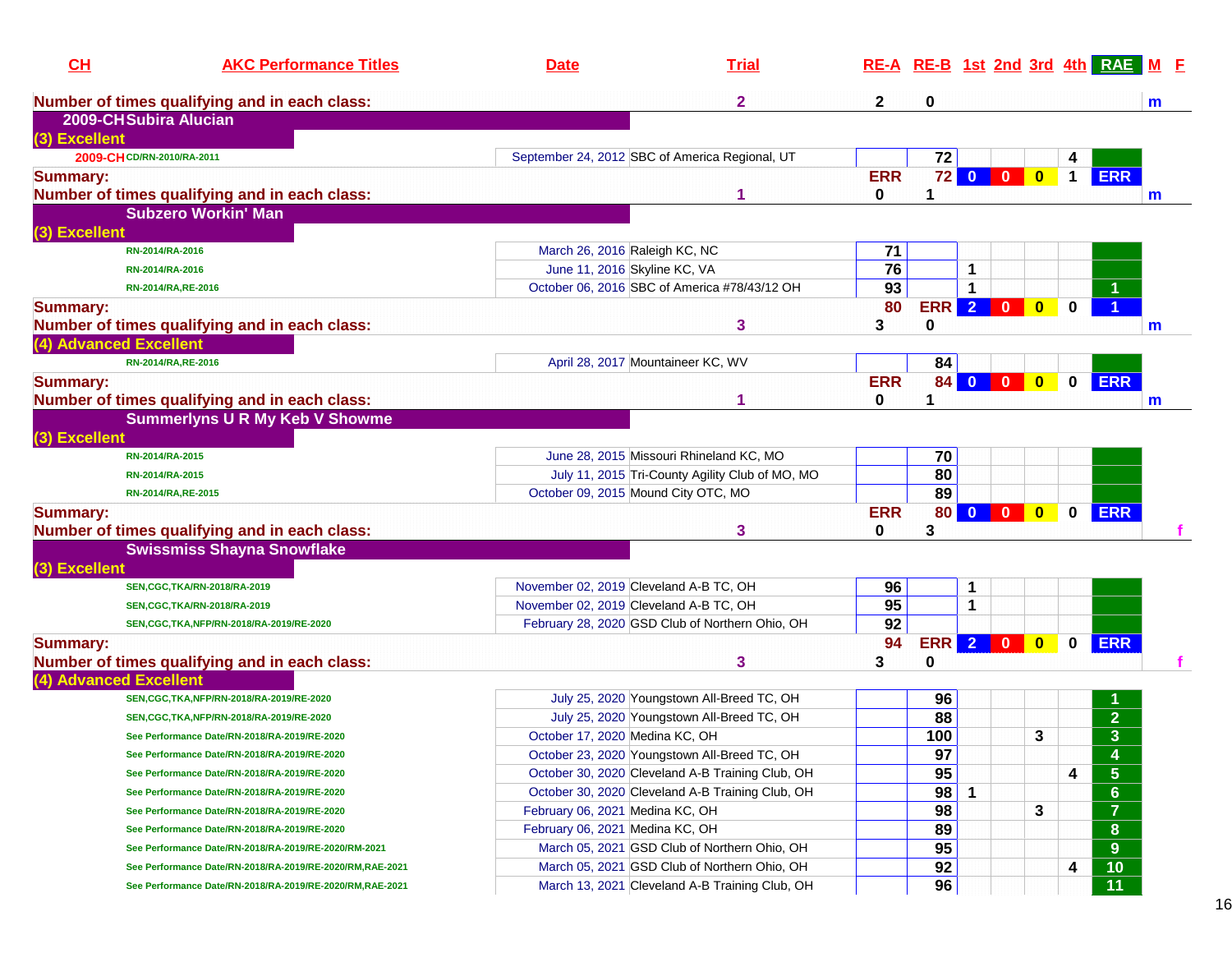| CH | AKC Performance Titles | Date | Trial | RE-A | RE-B | 1st | 2nd | 3rd | 4th | RAE | M | F |
|---|---|---|---|---|---|---|---|---|---|---|---|---|
| **Number of times qualifying and in each class:** | | | 2 | 2 | 0 | | | | | | m | |
| **2009-CH Subira Alucian** | | | | | | | | | | | | |
| **(3) Excellent** | | | | | | | | | | | | |
| 2009-CH | CD/RN-2010/RA-2011 | September 24, 2012 | SBC of America Regional, UT | | 72 | | | | 4 | | | |
| **Summary:** | | | | ERR | 72 | 0 | 0 | 0 | 1 | ERR | | |
| **Number of times qualifying and in each class:** | | | 1 | 0 | 1 | | | | | | m | |
| **Subzero Workin' Man** | | | | | | | | | | | | |
| **(3) Excellent** | | | | | | | | | | | | |
| | RN-2014/RA-2016 | March 26, 2016 | Raleigh KC, NC | 71 | | | | | | | | |
| | RN-2014/RA-2016 | June 11, 2016 | Skyline KC, VA | 76 | | 1 | | | | | | |
| | RN-2014/RA,RE-2016 | October 06, 2016 | SBC of America #78/43/12 OH | 93 | | 1 | | | | 1 | | |
| **Summary:** | | | | 80 | ERR | 2 | 0 | 0 | 0 | 1 | | |
| **Number of times qualifying and in each class:** | | | 3 | 3 | 0 | | | | | | m | |
| **(4) Advanced Excellent** | | | | | | | | | | | | |
| | RN-2014/RA,RE-2016 | April 28, 2017 | Mountaineer KC, WV | | 84 | | | | | | | |
| **Summary:** | | | | ERR | 84 | 0 | 0 | 0 | 0 | ERR | | |
| **Number of times qualifying and in each class:** | | | 1 | 0 | 1 | | | | | | m | |
| **Summerlyns U R My Keb V Showme** | | | | | | | | | | | | |
| **(3) Excellent** | | | | | | | | | | | | |
| | RN-2014/RA-2015 | June 28, 2015 | Missouri Rhineland KC, MO | | 70 | | | | | | | |
| | RN-2014/RA-2015 | July 11, 2015 | Tri-County Agility Club of MO, MO | | 80 | | | | | | | |
| | RN-2014/RA,RE-2015 | October 09, 2015 | Mound City OTC, MO | | 89 | | | | | | | |
| **Summary:** | | | | ERR | 80 | 0 | 0 | 0 | 0 | ERR | | |
| **Number of times qualifying and in each class:** | | | 3 | 0 | 3 | | | | | | | f |
| **Swissmiss Shayna Snowflake** | | | | | | | | | | | | |
| **(3) Excellent** | | | | | | | | | | | | |
| | SEN,CGC,TKA/RN-2018/RA-2019 | November 02, 2019 | Cleveland A-B TC, OH | 96 | | 1 | | | | | | |
| | SEN,CGC,TKA/RN-2018/RA-2019 | November 02, 2019 | Cleveland A-B TC, OH | 95 | | 1 | | | | | | |
| | SEN,CGC,TKA,NFP/RN-2018/RA-2019/RE-2020 | February 28, 2020 | GSD Club of Northern Ohio, OH | 92 | | | | | | | | |
| **Summary:** | | | | 94 | ERR | 2 | 0 | 0 | 0 | ERR | | |
| **Number of times qualifying and in each class:** | | | 3 | 3 | 0 | | | | | | | f |
| **(4) Advanced Excellent** | | | | | | | | | | | | |
| | SEN,CGC,TKA,NFP/RN-2018/RA-2019/RE-2020 | July 25, 2020 | Youngstown All-Breed TC, OH | | 96 | | | | | 1 | | |
| | SEN,CGC,TKA,NFP/RN-2018/RA-2019/RE-2020 | July 25, 2020 | Youngstown All-Breed TC, OH | | 88 | | | | | 2 | | |
| | See Performance Date/RN-2018/RA-2019/RE-2020 | October 17, 2020 | Medina KC, OH | | 100 | | | 3 | | 3 | | |
| | See Performance Date/RN-2018/RA-2019/RE-2020 | October 23, 2020 | Youngstown All-Breed TC, OH | | 97 | | | | | 4 | | |
| | See Performance Date/RN-2018/RA-2019/RE-2020 | October 30, 2020 | Cleveland A-B Training Club, OH | | 95 | | | | 4 | 5 | | |
| | See Performance Date/RN-2018/RA-2019/RE-2020 | October 30, 2020 | Cleveland A-B Training Club, OH | | 98 | 1 | | | | 6 | | |
| | See Performance Date/RN-2018/RA-2019/RE-2020 | February 06, 2021 | Medina KC, OH | | 98 | | | 3 | | 7 | | |
| | See Performance Date/RN-2018/RA-2019/RE-2020 | February 06, 2021 | Medina KC, OH | | 89 | | | | | 8 | | |
| | See Performance Date/RN-2018/RA-2019/RE-2020/RM-2021 | March 05, 2021 | GSD Club of Northern Ohio, OH | | 95 | | | | | 9 | | |
| | See Performance Date/RN-2018/RA-2019/RE-2020/RM,RAE-2021 | March 05, 2021 | GSD Club of Northern Ohio, OH | | 92 | | | | 4 | 10 | | |
| | See Performance Date/RN-2018/RA-2019/RE-2020/RM,RAE-2021 | March 13, 2021 | Cleveland A-B Training Club, OH | | 96 | | | | | 11 | | |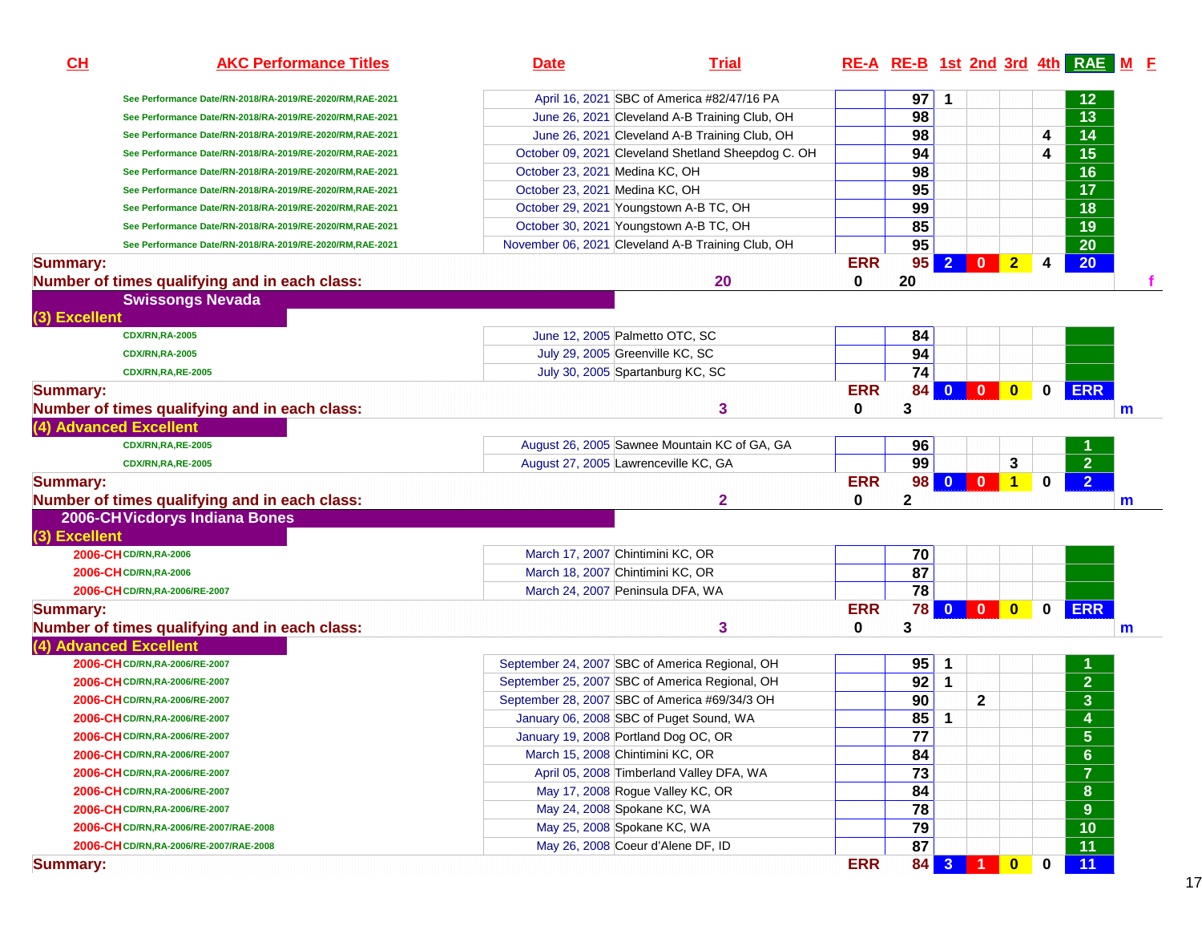| CH | AKC Performance Titles | Date | Trial | RE-A | RE-B | 1st | 2nd | 3rd | 4th | RAE | M | F |
|---|---|---|---|---|---|---|---|---|---|---|---|---|
| | See Performance Date/RN-2018/RA-2019/RE-2020/RM,RAE-2021 | April 16, 2021 | SBC of America #82/47/16 PA | | 97 | 1 | | | | 12 | | |
| | See Performance Date/RN-2018/RA-2019/RE-2020/RM,RAE-2021 | June 26, 2021 | Cleveland A-B Training Club, OH | | 98 | | | | | 13 | | |
| | See Performance Date/RN-2018/RA-2019/RE-2020/RM,RAE-2021 | June 26, 2021 | Cleveland A-B Training Club, OH | | 98 | | | | 4 | 14 | | |
| | See Performance Date/RN-2018/RA-2019/RE-2020/RM,RAE-2021 | October 09, 2021 | Cleveland Shetland Sheepdog C. OH | | 94 | | | | 4 | 15 | | |
| | See Performance Date/RN-2018/RA-2019/RE-2020/RM,RAE-2021 | October 23, 2021 | Medina KC, OH | | 98 | | | | | 16 | | |
| | See Performance Date/RN-2018/RA-2019/RE-2020/RM,RAE-2021 | October 23, 2021 | Medina KC, OH | | 95 | | | | | 17 | | |
| | See Performance Date/RN-2018/RA-2019/RE-2020/RM,RAE-2021 | October 29, 2021 | Youngstown A-B TC, OH | | 99 | | | | | 18 | | |
| | See Performance Date/RN-2018/RA-2019/RE-2020/RM,RAE-2021 | October 30, 2021 | Youngstown A-B TC, OH | | 85 | | | | | 19 | | |
| | See Performance Date/RN-2018/RA-2019/RE-2020/RM,RAE-2021 | November 06, 2021 | Cleveland A-B Training Club, OH | | 95 | | | | | 20 | | |
| **Summary:** | | | | ERR | 95 | 2 | 0 | 2 | 4 | 20 | | |
| **Number of times qualifying and in each class:** | | | 20 | 0 | 20 | | | | | | | f |
| **Swissongs Nevada** | | | | | | | | | | | | |
| **(3) Excellent** | | | | | | | | | | | | |
| | CDX/RN,RA-2005 | June 12, 2005 | Palmetto OTC, SC | | 84 | | | | | | | |
| | CDX/RN,RA-2005 | July 29, 2005 | Greenville KC, SC | | 94 | | | | | | | |
| | CDX/RN,RA,RE-2005 | July 30, 2005 | Spartanburg KC, SC | | 74 | | | | | | | |
| **Summary:** | | | | ERR | 84 | 0 | 0 | 0 | 0 | ERR | | |
| **Number of times qualifying and in each class:** | | | 3 | 0 | 3 | | | | | | m | |
| **(4) Advanced Excellent** | | | | | | | | | | | | |
| | CDX/RN,RA,RE-2005 | August 26, 2005 | Sawnee Mountain KC of GA, GA | | 96 | | | | | 1 | | |
| | CDX/RN,RA,RE-2005 | August 27, 2005 | Lawrenceville KC, GA | | 99 | | | 3 | | 2 | | |
| **Summary:** | | | | ERR | 98 | 0 | 0 | 1 | 0 | 2 | | |
| **Number of times qualifying and in each class:** | | | 2 | 0 | 2 | | | | | | m | |
| **2006-CH Vicdorys Indiana Bones** | | | | | | | | | | | | |
| **(3) Excellent** | | | | | | | | | | | | |
| 2006-CH | CD/RN,RA-2006 | March 17, 2007 | Chintimini KC, OR | | 70 | | | | | | | |
| 2006-CH | CD/RN,RA-2006 | March 18, 2007 | Chintimini KC, OR | | 87 | | | | | | | |
| 2006-CH | CD/RN,RA-2006/RE-2007 | March 24, 2007 | Peninsula DFA, WA | | 78 | | | | | | | |
| **Summary:** | | | | ERR | 78 | 0 | 0 | 0 | 0 | ERR | | |
| **Number of times qualifying and in each class:** | | | 3 | 0 | 3 | | | | | | m | |
| **(4) Advanced Excellent** | | | | | | | | | | | | |
| 2006-CH | CD/RN,RA-2006/RE-2007 | September 24, 2007 | SBC of America Regional, OH | | 95 | 1 | | | | 1 | | |
| 2006-CH | CD/RN,RA-2006/RE-2007 | September 25, 2007 | SBC of America Regional, OH | | 92 | 1 | | | | 2 | | |
| 2006-CH | CD/RN,RA-2006/RE-2007 | September 28, 2007 | SBC of America #69/34/3 OH | | 90 | | 2 | | | 3 | | |
| 2006-CH | CD/RN,RA-2006/RE-2007 | January 06, 2008 | SBC of Puget Sound, WA | | 85 | 1 | | | | 4 | | |
| 2006-CH | CD/RN,RA-2006/RE-2007 | January 19, 2008 | Portland Dog OC, OR | | 77 | | | | | 5 | | |
| 2006-CH | CD/RN,RA-2006/RE-2007 | March 15, 2008 | Chintimini KC, OR | | 84 | | | | | 6 | | |
| 2006-CH | CD/RN,RA-2006/RE-2007 | April 05, 2008 | Timberland Valley DFA, WA | | 73 | | | | | 7 | | |
| 2006-CH | CD/RN,RA-2006/RE-2007 | May 17, 2008 | Rogue Valley KC, OR | | 84 | | | | | 8 | | |
| 2006-CH | CD/RN,RA-2006/RE-2007 | May 24, 2008 | Spokane KC, WA | | 78 | | | | | 9 | | |
| 2006-CH | CD/RN,RA-2006/RE-2007/RAE-2008 | May 25, 2008 | Spokane KC, WA | | 79 | | | | | 10 | | |
| 2006-CH | CD/RN,RA-2006/RE-2007/RAE-2008 | May 26, 2008 | Coeur d'Alene DF, ID | | 87 | | | | | 11 | | |
| **Summary:** | | | | ERR | 84 | 3 | 1 | 0 | 0 | 11 | | |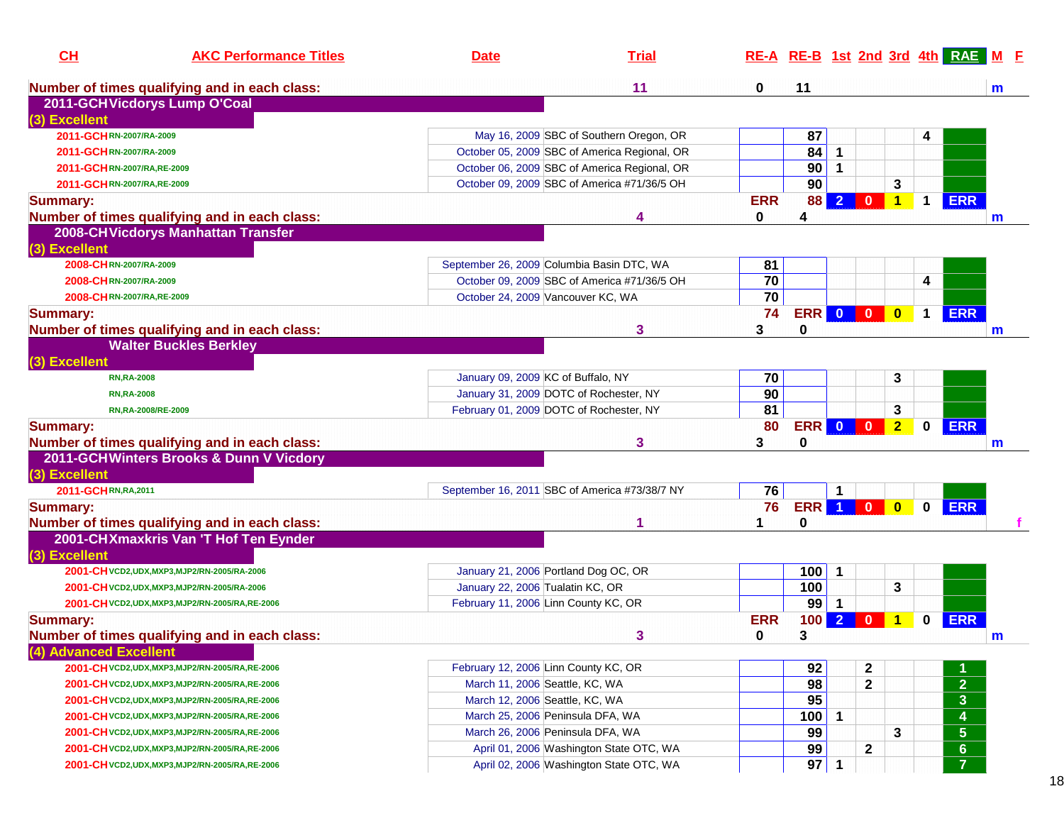| CH | AKC Performance Titles | Date | Trial | RE-A | RE-B | 1st | 2nd | 3rd | 4th | RAE | M | F |
|---|---|---|---|---|---|---|---|---|---|---|---|---|
| **Number of times qualifying and in each class:** | | | 11 | 0 | 11 | | | | | | m | |
| **2011-GCH Vicdorys Lump O'Coal** | | | | | | | | | | | | |
| **(3) Excellent** | | | | | | | | | | | | |
| 2011-GCH | RN-2007/RA-2009 | May 16, 2009 | SBC of Southern Oregon, OR | | 87 | | | | 4 | | | |
| 2011-GCH | RN-2007/RA-2009 | October 05, 2009 | SBC of America Regional, OR | | 84 | 1 | | | | | | |
| 2011-GCH | RN-2007/RA,RE-2009 | October 06, 2009 | SBC of America Regional, OR | | 90 | 1 | | | | | | |
| 2011-GCH | RN-2007/RA,RE-2009 | October 09, 2009 | SBC of America #71/36/5 OH | | 90 | | | 3 | | | | |
| **Summary:** | | | | ERR | 88 | 2 | 0 | 1 | 1 | ERR | | |
| **Number of times qualifying and in each class:** | | | 4 | 0 | 4 | | | | | | m | |
| **2008-CH Vicdorys Manhattan Transfer** | | | | | | | | | | | | |
| **(3) Excellent** | | | | | | | | | | | | |
| 2008-CH | RN-2007/RA-2009 | September 26, 2009 | Columbia Basin DTC, WA | 81 | | | | | | | | |
| 2008-CH | RN-2007/RA-2009 | October 09, 2009 | SBC of America #71/36/5 OH | 70 | | | | | 4 | | | |
| 2008-CH | RN-2007/RA,RE-2009 | October 24, 2009 | Vancouver KC, WA | 70 | | | | | | | | |
| **Summary:** | | | | 74 | ERR | 0 | 0 | 0 | 1 | ERR | | |
| **Number of times qualifying and in each class:** | | | 3 | 3 | 0 | | | | | | m | |
| **Walter Buckles Berkley** | | | | | | | | | | | | |
| **(3) Excellent** | | | | | | | | | | | | |
| | RN,RA-2008 | January 09, 2009 | KC of Buffalo, NY | 70 | | | | 3 | | | | |
| | RN,RA-2008 | January 31, 2009 | DOTC of Rochester, NY | 90 | | | | | | | | |
| | RN,RA-2008/RE-2009 | February 01, 2009 | DOTC of Rochester, NY | 81 | | | | 3 | | | | |
| **Summary:** | | | | 80 | ERR | 0 | 0 | 2 | 0 | ERR | | |
| **Number of times qualifying and in each class:** | | | 3 | 3 | 0 | | | | | | m | |
| **2011-GCH Winters Brooks & Dunn V Vicdory** | | | | | | | | | | | | |
| **(3) Excellent** | | | | | | | | | | | | |
| 2011-GCH | RN,RA,2011 | September 16, 2011 | SBC of America #73/38/7 NY | 76 | | 1 | | | | | | |
| **Summary:** | | | | 76 | ERR | 1 | 0 | 0 | 0 | ERR | | |
| **Number of times qualifying and in each class:** | | | 1 | 1 | 0 | | | | | | | f |
| **2001-CH Xmaxkris Van 'T Hof Ten Eynder** | | | | | | | | | | | | |
| **(3) Excellent** | | | | | | | | | | | | |
| 2001-CH | VCD2,UDX,MXP3,MJP2/RN-2005/RA-2006 | January 21, 2006 | Portland Dog OC, OR | | 100 | 1 | | | | | | |
| 2001-CH | VCD2,UDX,MXP3,MJP2/RN-2005/RA-2006 | January 22, 2006 | Tualatin KC, OR | | 100 | | | 3 | | | | |
| 2001-CH | VCD2,UDX,MXP3,MJP2/RN-2005/RA,RE-2006 | February 11, 2006 | Linn County KC, OR | | 99 | 1 | | | | | | |
| **Summary:** | | | | ERR | 100 | 2 | 0 | 1 | 0 | ERR | | |
| **Number of times qualifying and in each class:** | | | 3 | 0 | 3 | | | | | | m | |
| **(4) Advanced Excellent** | | | | | | | | | | | | |
| 2001-CH | VCD2,UDX,MXP3,MJP2/RN-2005/RA,RE-2006 | February 12, 2006 | Linn County KC, OR | | 92 | | 2 | | | 1 | | |
| 2001-CH | VCD2,UDX,MXP3,MJP2/RN-2005/RA,RE-2006 | March 11, 2006 | Seattle, KC, WA | | 98 | | 2 | | | 2 | | |
| 2001-CH | VCD2,UDX,MXP3,MJP2/RN-2005/RA,RE-2006 | March 12, 2006 | Seattle, KC, WA | | 95 | | | | | 3 | | |
| 2001-CH | VCD2,UDX,MXP3,MJP2/RN-2005/RA,RE-2006 | March 25, 2006 | Peninsula DFA, WA | | 100 | 1 | | | | 4 | | |
| 2001-CH | VCD2,UDX,MXP3,MJP2/RN-2005/RA,RE-2006 | March 26, 2006 | Peninsula DFA, WA | | 99 | | | 3 | | 5 | | |
| 2001-CH | VCD2,UDX,MXP3,MJP2/RN-2005/RA,RE-2006 | April 01, 2006 | Washington State OTC, WA | | 99 | | 2 | | | 6 | | |
| 2001-CH | VCD2,UDX,MXP3,MJP2/RN-2005/RA,RE-2006 | April 02, 2006 | Washington State OTC, WA | | 97 | 1 | | | | 7 | | |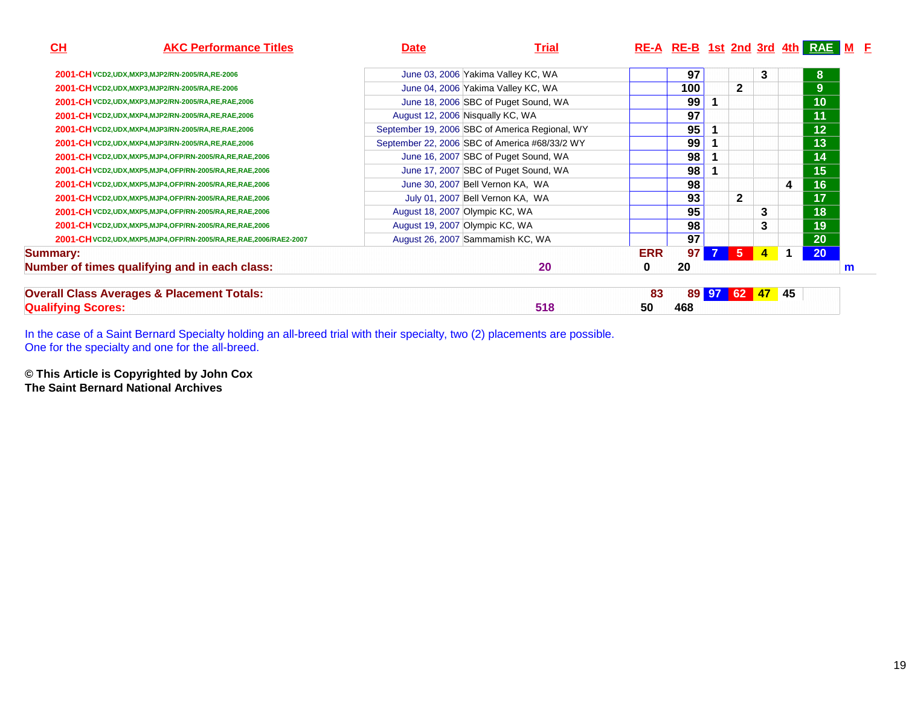| CH | AKC Performance Titles | Date | Trial | RE-A | RE-B | 1st | 2nd | 3rd | 4th | RAE | M | F |
|---|---|---|---|---|---|---|---|---|---|---|---|---|
| 2001-CH | VCD2,UDX,MXP3,MJP2/RN-2005/RA,RE-2006 | June 03, 2006 | Yakima Valley KC, WA | | 97 | | | 3 | | 8 | | |
| 2001-CH | VCD2,UDX,MXP3,MJP2/RN-2005/RA,RE-2006 | June 04, 2006 | Yakima Valley KC, WA | | 100 | | 2 | | | 9 | | |
| 2001-CH | VCD2,UDX,MXP3,MJP2/RN-2005/RA,RE,RAE,2006 | June 18, 2006 | SBC of Puget Sound, WA | | 99 | 1 | | | | 10 | | |
| 2001-CH | VCD2,UDX,MXP4,MJP2/RN-2005/RA,RE,RAE,2006 | August 12, 2006 | Nisqually KC, WA | | 97 | | | | | 11 | | |
| 2001-CH | VCD2,UDX,MXP4,MJP3/RN-2005/RA,RE,RAE,2006 | September 19, 2006 | SBC of America Regional, WY | | 95 | 1 | | | | 12 | | |
| 2001-CH | VCD2,UDX,MXP4,MJP3/RN-2005/RA,RE,RAE,2006 | September 22, 2006 | SBC of America #68/33/2 WY | | 99 | 1 | | | | 13 | | |
| 2001-CH | VCD2,UDX,MXP5,MJP4,OFP/RN-2005/RA,RE,RAE,2006 | June 16, 2007 | SBC of Puget Sound, WA | | 98 | 1 | | | | 14 | | |
| 2001-CH | VCD2,UDX,MXP5,MJP4,OFP/RN-2005/RA,RE,RAE,2006 | June 17, 2007 | SBC of Puget Sound, WA | | 98 | 1 | | | | 15 | | |
| 2001-CH | VCD2,UDX,MXP5,MJP4,OFP/RN-2005/RA,RE,RAE,2006 | June 30, 2007 | Bell Vernon KA, WA | | 98 | | | | 4 | 16 | | |
| 2001-CH | VCD2,UDX,MXP5,MJP4,OFP/RN-2005/RA,RE,RAE,2006 | July 01, 2007 | Bell Vernon KA, WA | | 93 | | 2 | | | 17 | | |
| 2001-CH | VCD2,UDX,MXP5,MJP4,OFP/RN-2005/RA,RE,RAE,2006 | August 18, 2007 | Olympic KC, WA | | 95 | | | 3 | | 18 | | |
| 2001-CH | VCD2,UDX,MXP5,MJP4,OFP/RN-2005/RA,RE,RAE,2006 | August 19, 2007 | Olympic KC, WA | | 98 | | | 3 | | 19 | | |
| 2001-CH | VCD2,UDX,MXP5,MJP4,OFP/RN-2005/RA,RE,RAE,2006/RAE2-2007 | August 26, 2007 | Sammamish KC, WA | | 97 | | | | | 20 | | |
| **Summary:** | | | | ERR | 97 | 7 | 5 | 4 | 1 | 20 | | |
| **Number of times qualifying and in each class:** | | | 20 | 0 | 20 | | | | | | m | |
| **Overall Class Averages & Placement Totals:** | | | | 83 | 89 | 97 | 62 | 47 | 45 | | | |
| **Qualifying Scores:** | | | 518 | 50 | 468 | | | | | | | |

In the case of a Saint Bernard Specialty holding an all-breed trial with their specialty, two (2) placements are possible.
One for the specialty and one for the all-breed.

**© This Article is Copyrighted by John Cox**
**The Saint Bernard National Archives**